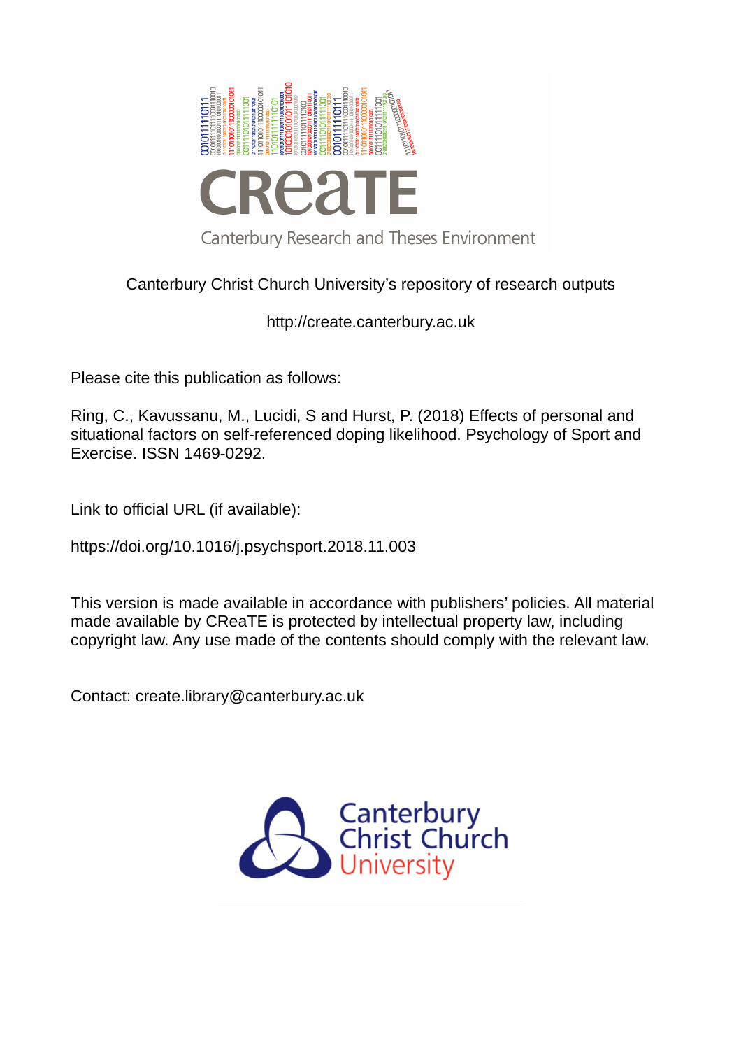Canterbury Christ Church University's repository of research outputs

http://create.canterbury.ac.uk

Please cite this publication as follows:

Ring, C., Kavussanu, M., Lucidi, S and Hurst, P. (2018) Effects of personal and situational factors on self-referenced doping likelihood. Psychology of Sport and Exercise. ISSN 1469-0292.

Link to official URL (if available):

https://doi.org/10.1016/j.psychsport.2018.11.003

This version is made available in accordance with publishers' policies. All material made available by CReaTE is protected by intellectual property law, including copyright law. Any use made of the contents should comply with the relevant law.

Contact: create.library@canterbury.ac.uk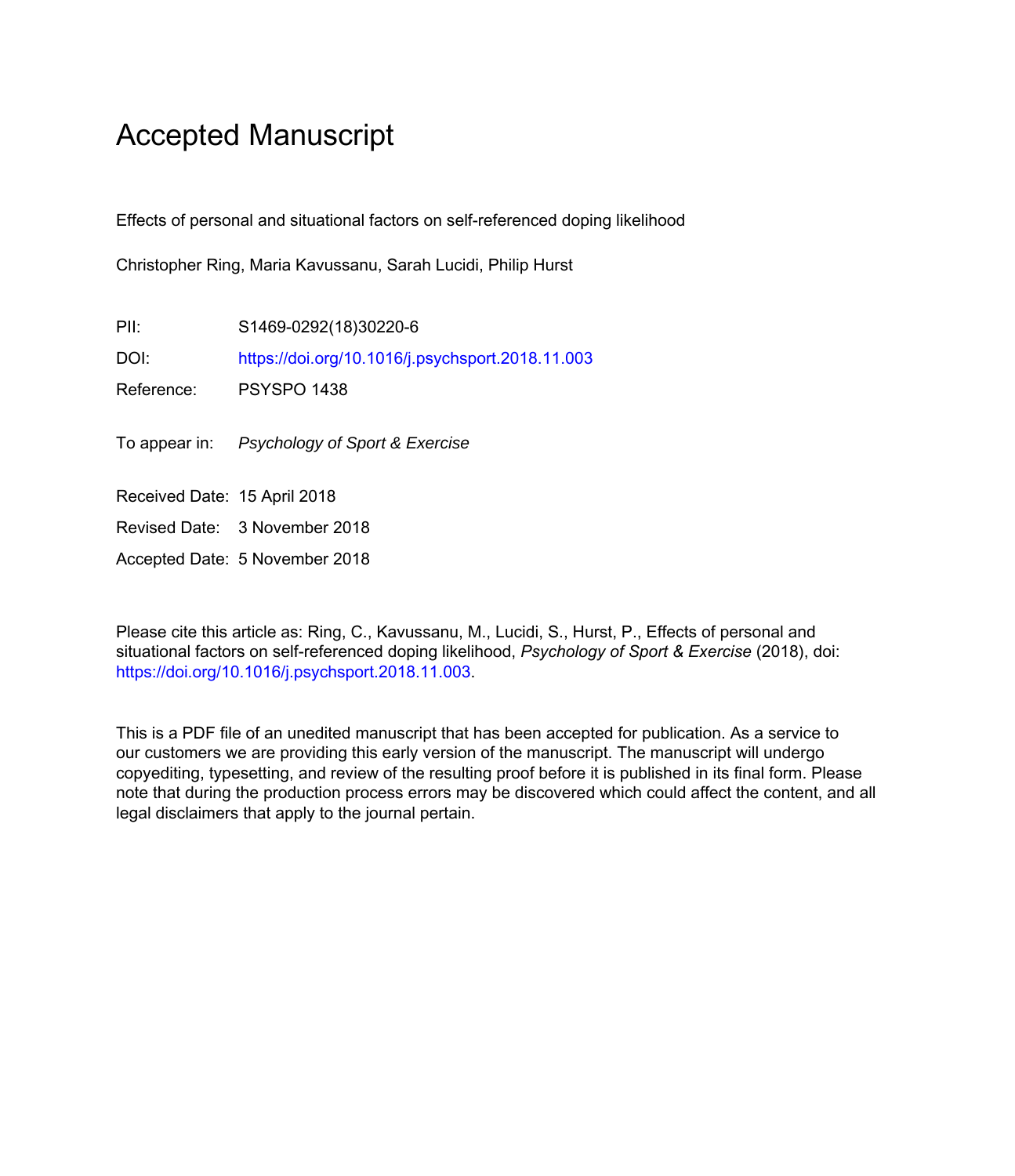# Accepted Manuscript

Effects of personal and situational factors on self-referenced doping likelihood

Christopher Ring, Maria Kavussanu, Sarah Lucidi, Philip Hurst

PII: S1469-0292(18)30220-6

DOI: https://doi.org/10.1016/j.psychsport.2018.11.003

Reference: PSYSPO 1438

To appear in: *Psychology of Sport & Exercise*

Received Date: 15 April 2018

Revised Date: 3 November 2018

Accepted Date: 5 November 2018

Please cite this article as: Ring, C., Kavussanu, M., Lucidi, S., Hurst, P., Effects of personal and situational factors on self-referenced doping likelihood, *Psychology of Sport & Exercise* (2018), doi: https://doi.org/10.1016/j.psychsport.2018.11.003.

This is a PDF file of an unedited manuscript that has been accepted for publication. As a service to our customers we are providing this early version of the manuscript. The manuscript will undergo copyediting, typesetting, and review of the resulting proof before it is published in its final form. Please note that during the production process errors may be discovered which could affect the content, and all legal disclaimers that apply to the journal pertain.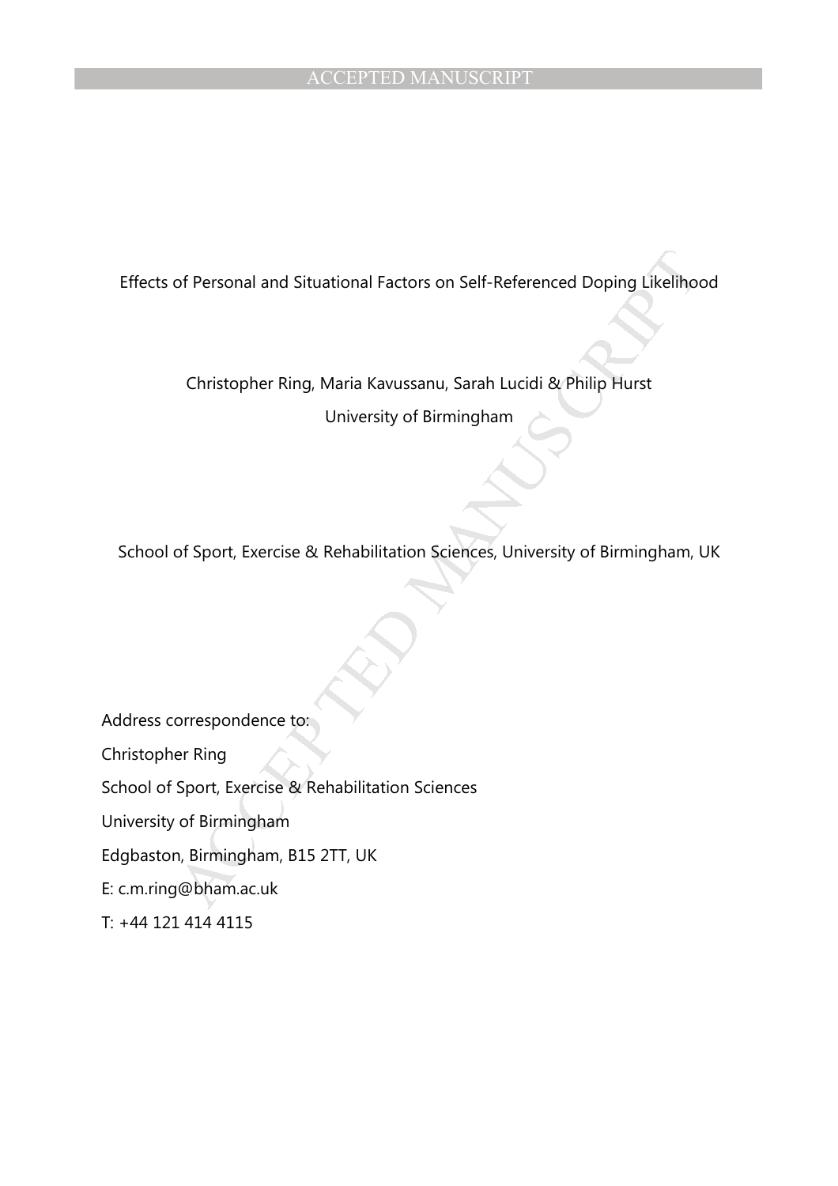# Effects of Personal and Situational Factors on Self-Referenced Doping Likelihood

Christopher Ring, Maria Kavussanu, Sarah Lucidi & Philip Hurst

University of Birmingham

School of Sport, Exercise & Rehabilitation Sciences, University of Birmingham, UK

Address correspondence to:

Christopher Ring

School of Sport, Exercise & Rehabilitation Sciences

University of Birmingham

Edgbaston, Birmingham, B15 2TT, UK

E: c.m.ring@bham.ac.uk

T: +44 121 414 4115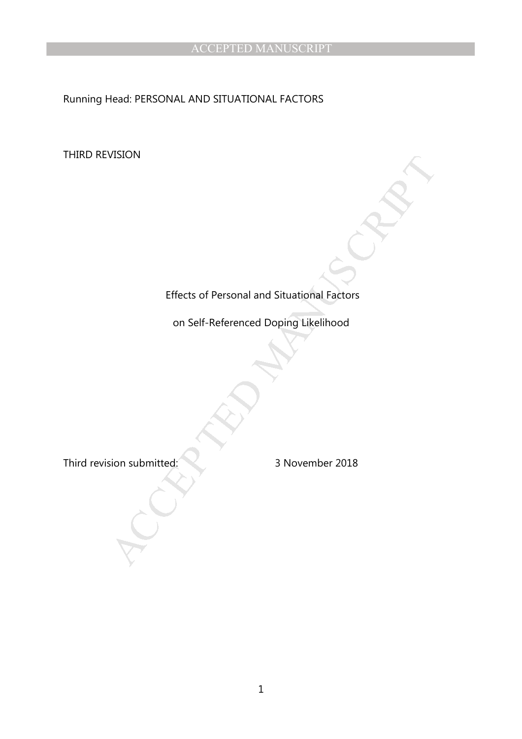Running Head: PERSONAL AND SITUATIONAL FACTORS

THIRD REVISION

Effects of Personal and Situational Factors

on Self-Referenced Doping Likelihood

Third revision submitted: 3 November 2018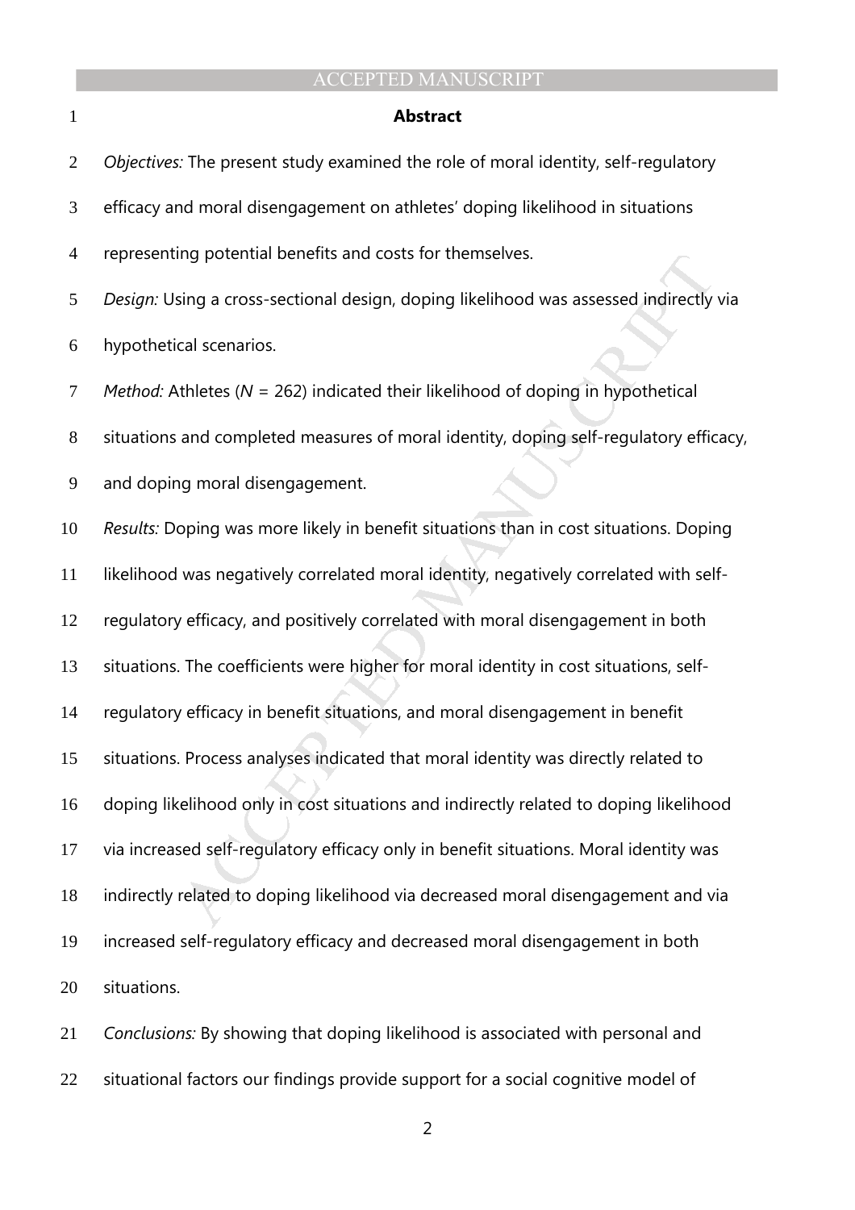## Abstract

*Objectives:* The present study examined the role of moral identity, self-regulatory efficacy and moral disengagement on athletes' doping likelihood in situations representing potential benefits and costs for themselves.

*Design:* Using a cross-sectional design, doping likelihood was assessed indirectly via hypothetical scenarios.

*Method:* Athletes ($N$ = 262) indicated their likelihood of doping in hypothetical situations and completed measures of moral identity, doping self-regulatory efficacy, and doping moral disengagement.

*Results:* Doping was more likely in benefit situations than in cost situations. Doping likelihood was negatively correlated moral identity, negatively correlated with self-regulatory efficacy, and positively correlated with moral disengagement in both situations. The coefficients were higher for moral identity in cost situations, self-regulatory efficacy in benefit situations, and moral disengagement in benefit situations. Process analyses indicated that moral identity was directly related to doping likelihood only in cost situations and indirectly related to doping likelihood via increased self-regulatory efficacy only in benefit situations. Moral identity was indirectly related to doping likelihood via decreased moral disengagement and via increased self-regulatory efficacy and decreased moral disengagement in both situations.

*Conclusions:* By showing that doping likelihood is associated with personal and situational factors our findings provide support for a social cognitive model of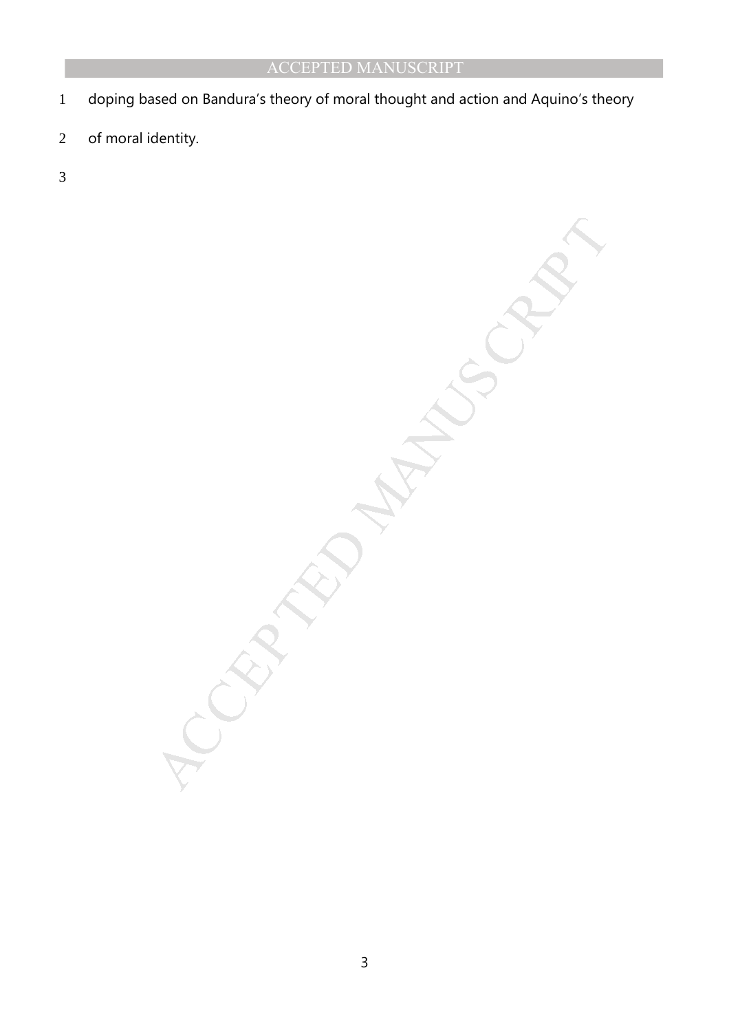doping based on Bandura's theory of moral thought and action and Aquino's theory of moral identity.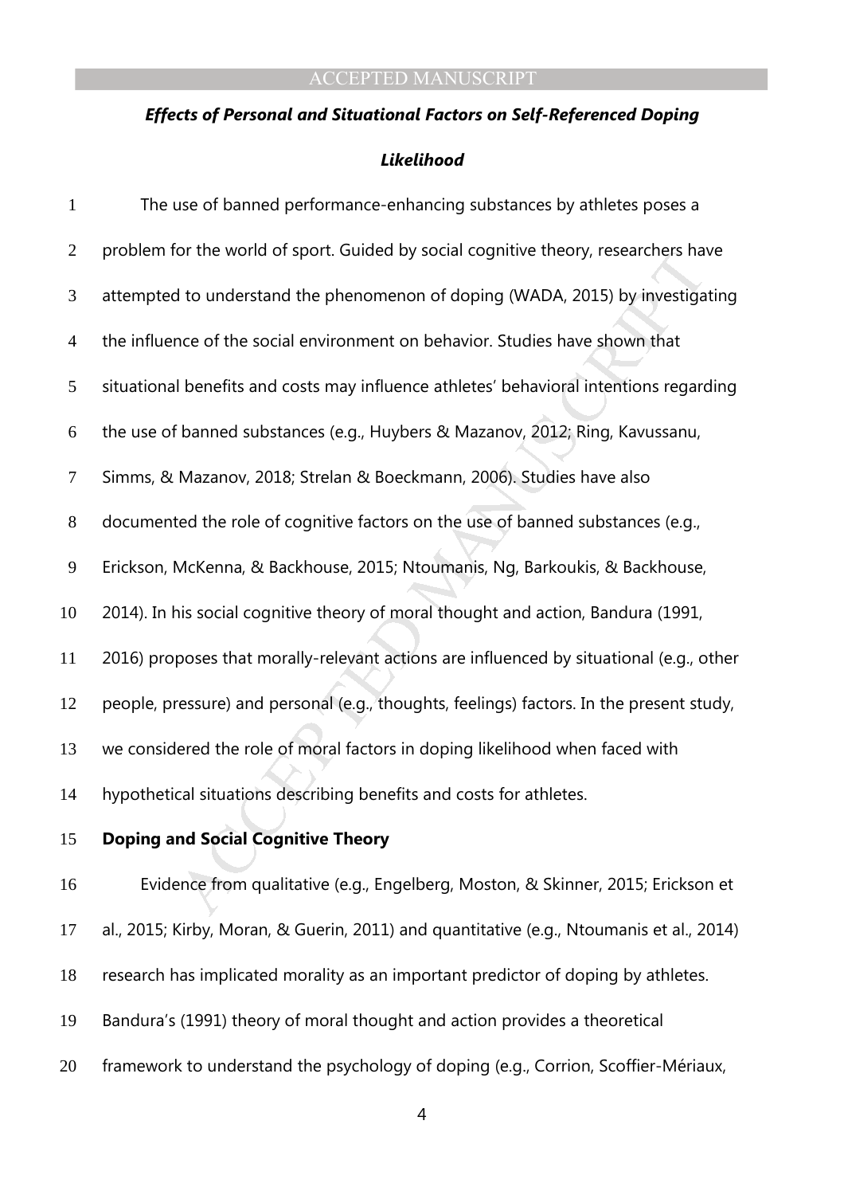## *Effects of Personal and Situational Factors on Self-Referenced Doping Likelihood*

The use of banned performance-enhancing substances by athletes poses a problem for the world of sport. Guided by social cognitive theory, researchers have attempted to understand the phenomenon of doping (WADA, 2015) by investigating the influence of the social environment on behavior. Studies have shown that situational benefits and costs may influence athletes' behavioral intentions regarding the use of banned substances (e.g., Huybers & Mazanov, 2012; Ring, Kavussanu, Simms, & Mazanov, 2018; Strelan & Boeckmann, 2006). Studies have also documented the role of cognitive factors on the use of banned substances (e.g., Erickson, McKenna, & Backhouse, 2015; Ntoumanis, Ng, Barkoukis, & Backhouse, 2014). In his social cognitive theory of moral thought and action, Bandura (1991, 2016) proposes that morally-relevant actions are influenced by situational (e.g., other people, pressure) and personal (e.g., thoughts, feelings) factors. In the present study, we considered the role of moral factors in doping likelihood when faced with hypothetical situations describing benefits and costs for athletes.

### Doping and Social Cognitive Theory

Evidence from qualitative (e.g., Engelberg, Moston, & Skinner, 2015; Erickson et al., 2015; Kirby, Moran, & Guerin, 2011) and quantitative (e.g., Ntoumanis et al., 2014) research has implicated morality as an important predictor of doping by athletes. Bandura's (1991) theory of moral thought and action provides a theoretical framework to understand the psychology of doping (e.g., Corrion, Scoffier-Mériaux,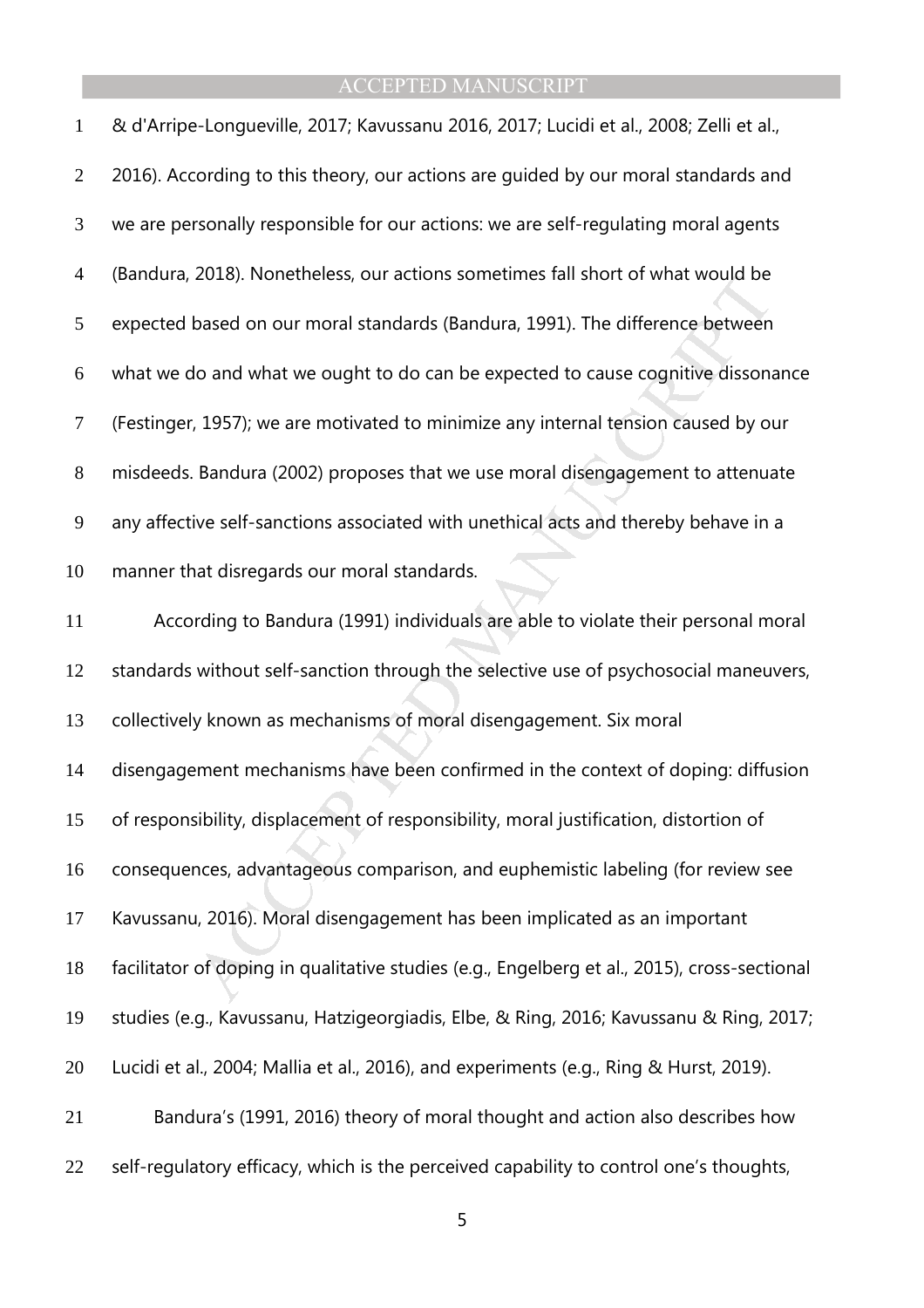& d'Arripe-Longueville, 2017; Kavussanu 2016, 2017; Lucidi et al., 2008; Zelli et al., 2016). According to this theory, our actions are guided by our moral standards and we are personally responsible for our actions: we are self-regulating moral agents (Bandura, 2018). Nonetheless, our actions sometimes fall short of what would be expected based on our moral standards (Bandura, 1991). The difference between what we do and what we ought to do can be expected to cause cognitive dissonance (Festinger, 1957); we are motivated to minimize any internal tension caused by our misdeeds. Bandura (2002) proposes that we use moral disengagement to attenuate any affective self-sanctions associated with unethical acts and thereby behave in a manner that disregards our moral standards.

According to Bandura (1991) individuals are able to violate their personal moral standards without self-sanction through the selective use of psychosocial maneuvers, collectively known as mechanisms of moral disengagement. Six moral disengagement mechanisms have been confirmed in the context of doping: diffusion of responsibility, displacement of responsibility, moral justification, distortion of consequences, advantageous comparison, and euphemistic labeling (for review see Kavussanu, 2016). Moral disengagement has been implicated as an important facilitator of doping in qualitative studies (e.g., Engelberg et al., 2015), cross-sectional studies (e.g., Kavussanu, Hatzigeorgiadis, Elbe, & Ring, 2016; Kavussanu & Ring, 2017; Lucidi et al., 2004; Mallia et al., 2016), and experiments (e.g., Ring & Hurst, 2019).

Bandura's (1991, 2016) theory of moral thought and action also describes how self-regulatory efficacy, which is the perceived capability to control one's thoughts,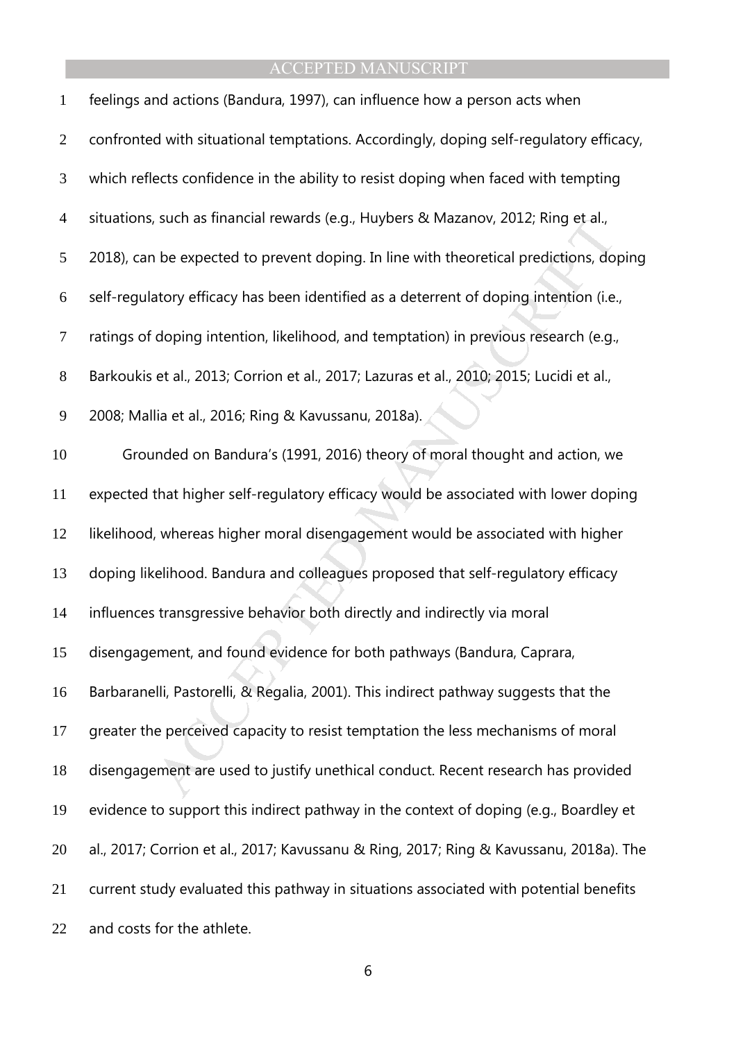feelings and actions (Bandura, 1997), can influence how a person acts when confronted with situational temptations. Accordingly, doping self-regulatory efficacy, which reflects confidence in the ability to resist doping when faced with tempting situations, such as financial rewards (e.g., Huybers & Mazanov, 2012; Ring et al., 2018), can be expected to prevent doping. In line with theoretical predictions, doping self-regulatory efficacy has been identified as a deterrent of doping intention (i.e., ratings of doping intention, likelihood, and temptation) in previous research (e.g., Barkoukis et al., 2013; Corrion et al., 2017; Lazuras et al., 2010; 2015; Lucidi et al., 2008; Mallia et al., 2016; Ring & Kavussanu, 2018a).

Grounded on Bandura's (1991, 2016) theory of moral thought and action, we expected that higher self-regulatory efficacy would be associated with lower doping likelihood, whereas higher moral disengagement would be associated with higher doping likelihood. Bandura and colleagues proposed that self-regulatory efficacy influences transgressive behavior both directly and indirectly via moral disengagement, and found evidence for both pathways (Bandura, Caprara, Barbaranelli, Pastorelli, & Regalia, 2001). This indirect pathway suggests that the greater the perceived capacity to resist temptation the less mechanisms of moral disengagement are used to justify unethical conduct. Recent research has provided evidence to support this indirect pathway in the context of doping (e.g., Boardley et al., 2017; Corrion et al., 2017; Kavussanu & Ring, 2017; Ring & Kavussanu, 2018a). The current study evaluated this pathway in situations associated with potential benefits and costs for the athlete.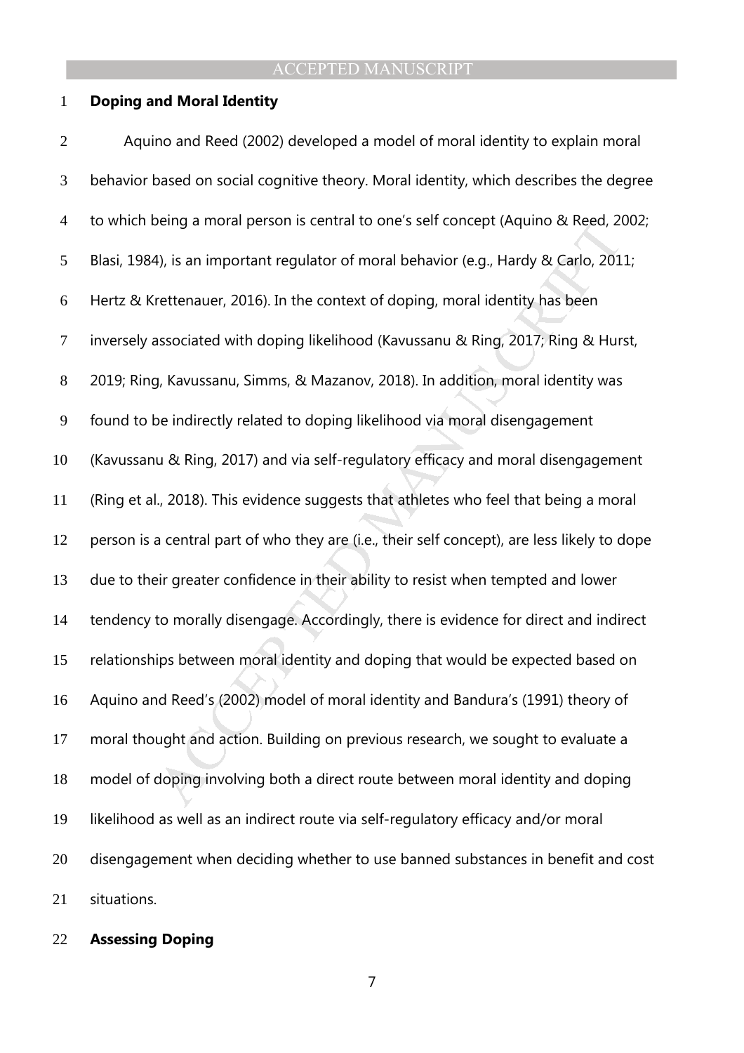## Doping and Moral Identity

Aquino and Reed (2002) developed a model of moral identity to explain moral behavior based on social cognitive theory. Moral identity, which describes the degree to which being a moral person is central to one's self concept (Aquino & Reed, 2002; Blasi, 1984), is an important regulator of moral behavior (e.g., Hardy & Carlo, 2011; Hertz & Krettenauer, 2016). In the context of doping, moral identity has been inversely associated with doping likelihood (Kavussanu & Ring, 2017; Ring & Hurst, 2019; Ring, Kavussanu, Simms, & Mazanov, 2018). In addition, moral identity was found to be indirectly related to doping likelihood via moral disengagement (Kavussanu & Ring, 2017) and via self-regulatory efficacy and moral disengagement (Ring et al., 2018). This evidence suggests that athletes who feel that being a moral person is a central part of who they are (i.e., their self concept), are less likely to dope due to their greater confidence in their ability to resist when tempted and lower tendency to morally disengage. Accordingly, there is evidence for direct and indirect relationships between moral identity and doping that would be expected based on Aquino and Reed's (2002) model of moral identity and Bandura's (1991) theory of moral thought and action. Building on previous research, we sought to evaluate a model of doping involving both a direct route between moral identity and doping likelihood as well as an indirect route via self-regulatory efficacy and/or moral disengagement when deciding whether to use banned substances in benefit and cost situations.

## Assessing Doping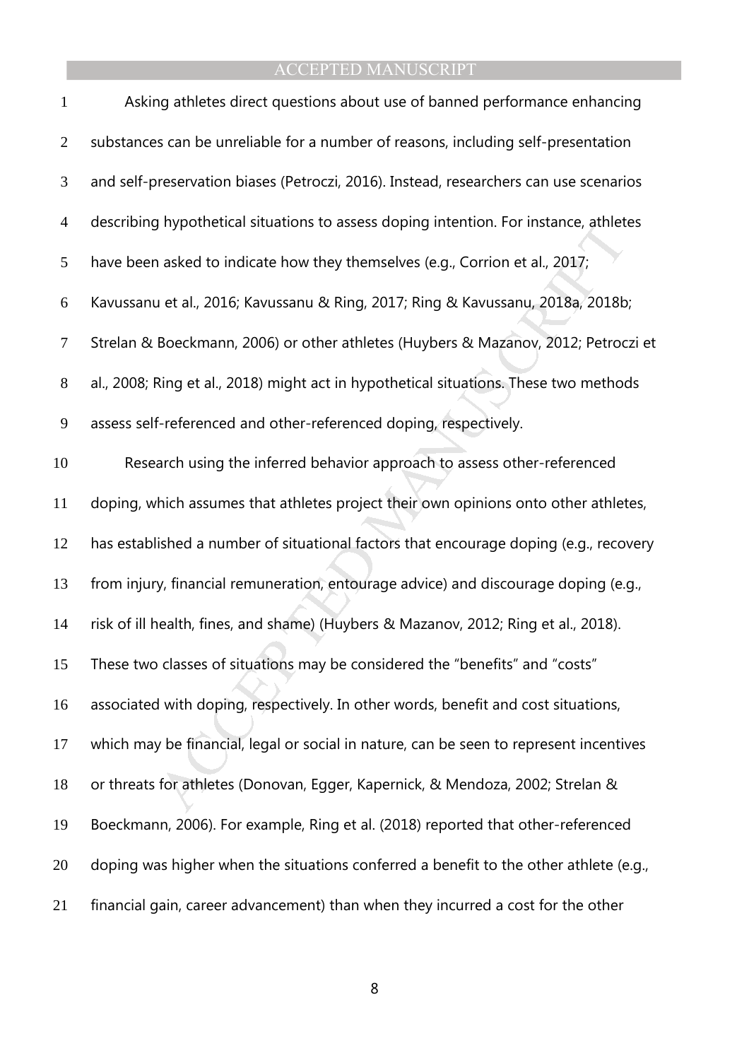Asking athletes direct questions about use of banned performance enhancing substances can be unreliable for a number of reasons, including self-presentation and self-preservation biases (Petroczi, 2016). Instead, researchers can use scenarios describing hypothetical situations to assess doping intention. For instance, athletes have been asked to indicate how they themselves (e.g., Corrion et al., 2017; Kavussanu et al., 2016; Kavussanu & Ring, 2017; Ring & Kavussanu, 2018a, 2018b; Strelan & Boeckmann, 2006) or other athletes (Huybers & Mazanov, 2012; Petroczi et al., 2008; Ring et al., 2018) might act in hypothetical situations. These two methods assess self-referenced and other-referenced doping, respectively.

Research using the inferred behavior approach to assess other-referenced doping, which assumes that athletes project their own opinions onto other athletes, has established a number of situational factors that encourage doping (e.g., recovery from injury, financial remuneration, entourage advice) and discourage doping (e.g., risk of ill health, fines, and shame) (Huybers & Mazanov, 2012; Ring et al., 2018). These two classes of situations may be considered the "benefits" and "costs" associated with doping, respectively. In other words, benefit and cost situations, which may be financial, legal or social in nature, can be seen to represent incentives or threats for athletes (Donovan, Egger, Kapernick, & Mendoza, 2002; Strelan & Boeckmann, 2006). For example, Ring et al. (2018) reported that other-referenced doping was higher when the situations conferred a benefit to the other athlete (e.g., financial gain, career advancement) than when they incurred a cost for the other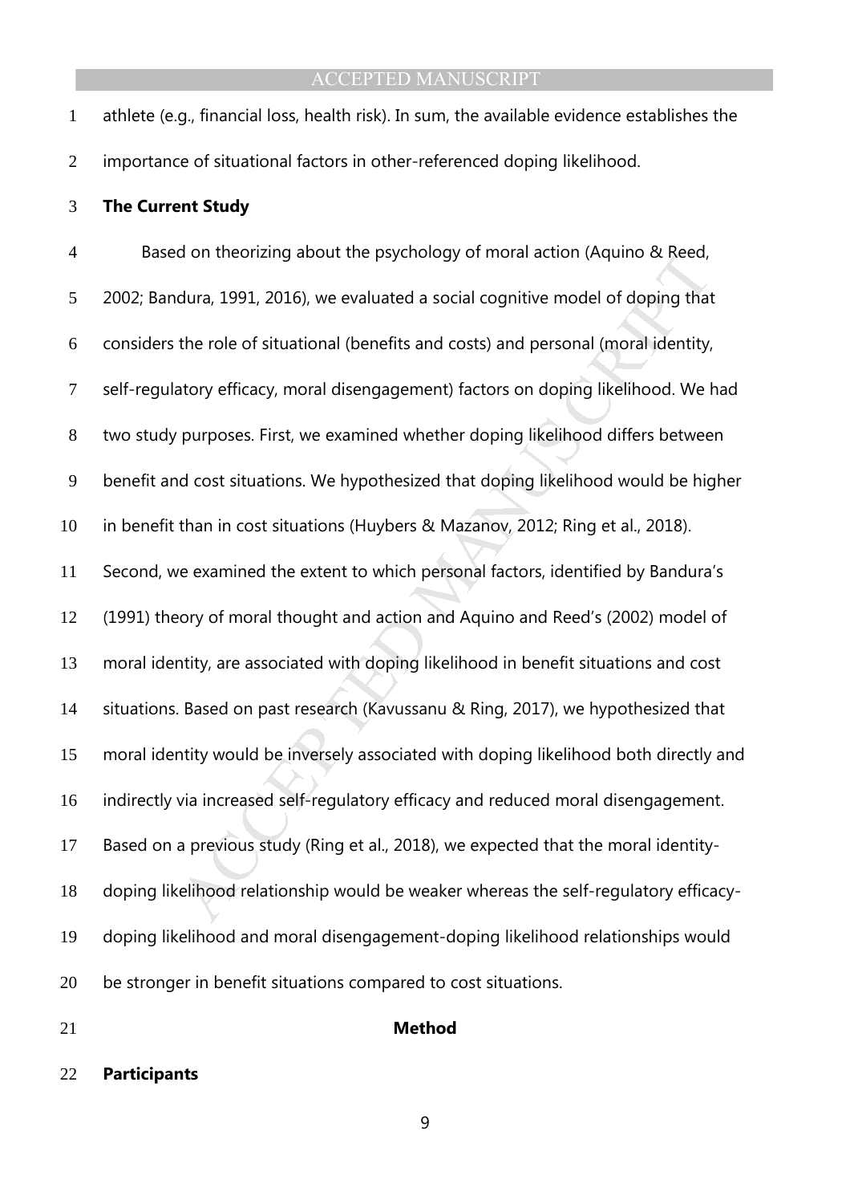athlete (e.g., financial loss, health risk). In sum, the available evidence establishes the importance of situational factors in other-referenced doping likelihood.

### The Current Study

Based on theorizing about the psychology of moral action (Aquino & Reed, 2002; Bandura, 1991, 2016), we evaluated a social cognitive model of doping that considers the role of situational (benefits and costs) and personal (moral identity, self-regulatory efficacy, moral disengagement) factors on doping likelihood. We had two study purposes. First, we examined whether doping likelihood differs between benefit and cost situations. We hypothesized that doping likelihood would be higher in benefit than in cost situations (Huybers & Mazanov, 2012; Ring et al., 2018). Second, we examined the extent to which personal factors, identified by Bandura's (1991) theory of moral thought and action and Aquino and Reed's (2002) model of moral identity, are associated with doping likelihood in benefit situations and cost situations. Based on past research (Kavussanu & Ring, 2017), we hypothesized that moral identity would be inversely associated with doping likelihood both directly and indirectly via increased self-regulatory efficacy and reduced moral disengagement. Based on a previous study (Ring et al., 2018), we expected that the moral identity-doping likelihood relationship would be weaker whereas the self-regulatory efficacy-doping likelihood and moral disengagement-doping likelihood relationships would be stronger in benefit situations compared to cost situations.

## Method

### Participants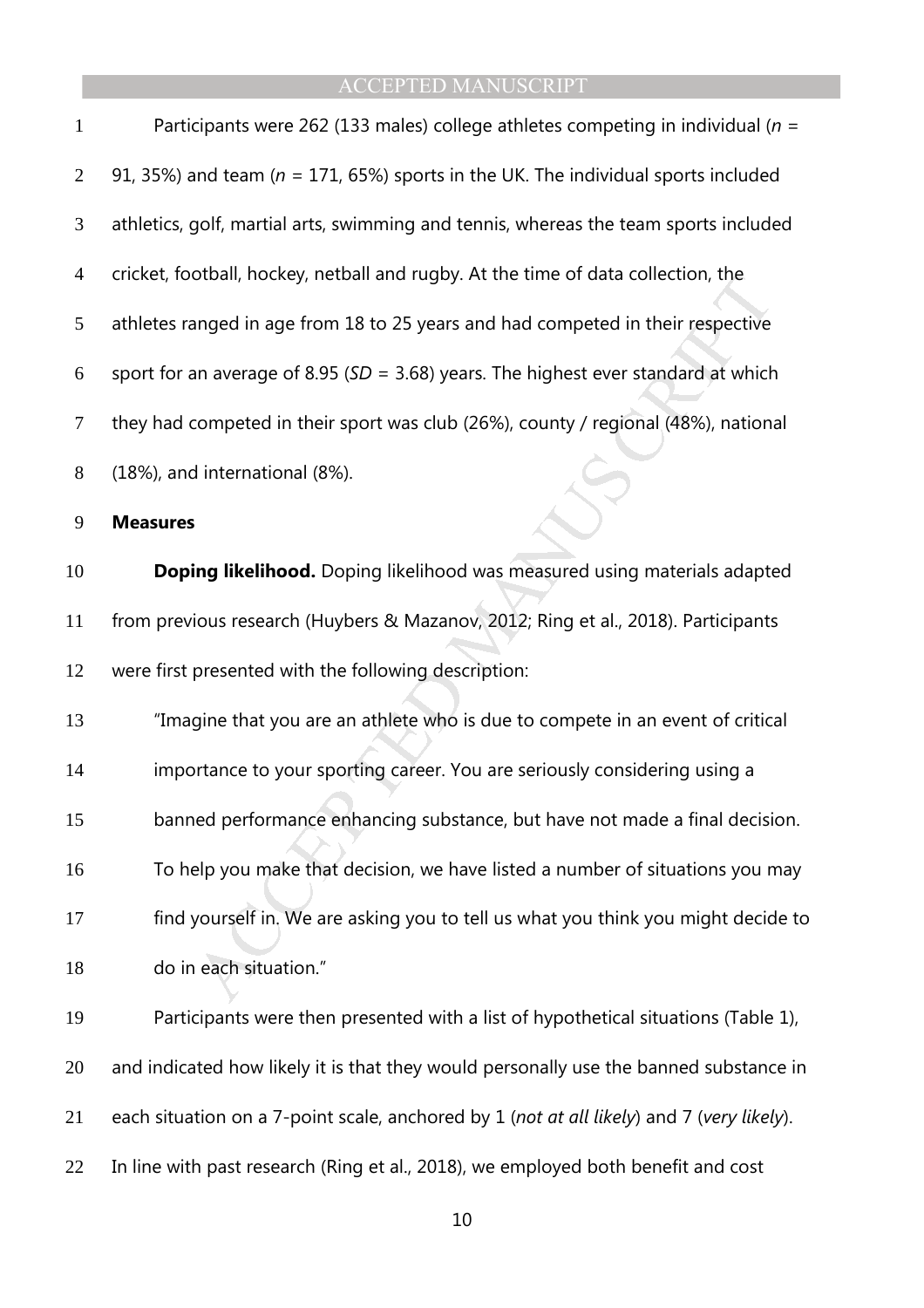Participants were 262 (133 males) college athletes competing in individual (*n* = 91, 35%) and team (*n* = 171, 65%) sports in the UK. The individual sports included athletics, golf, martial arts, swimming and tennis, whereas the team sports included cricket, football, hockey, netball and rugby. At the time of data collection, the athletes ranged in age from 18 to 25 years and had competed in their respective sport for an average of 8.95 (*SD* = 3.68) years. The highest ever standard at which they had competed in their sport was club (26%), county / regional (48%), national (18%), and international (8%).

**Measures**

**Doping likelihood.** Doping likelihood was measured using materials adapted from previous research (Huybers & Mazanov, 2012; Ring et al., 2018). Participants were first presented with the following description:

> "Imagine that you are an athlete who is due to compete in an event of critical importance to your sporting career. You are seriously considering using a banned performance enhancing substance, but have not made a final decision. To help you make that decision, we have listed a number of situations you may find yourself in. We are asking you to tell us what you think you might decide to do in each situation."

Participants were then presented with a list of hypothetical situations (Table 1), and indicated how likely it is that they would personally use the banned substance in each situation on a 7-point scale, anchored by 1 (*not at all likely*) and 7 (*very likely*). In line with past research (Ring et al., 2018), we employed both benefit and cost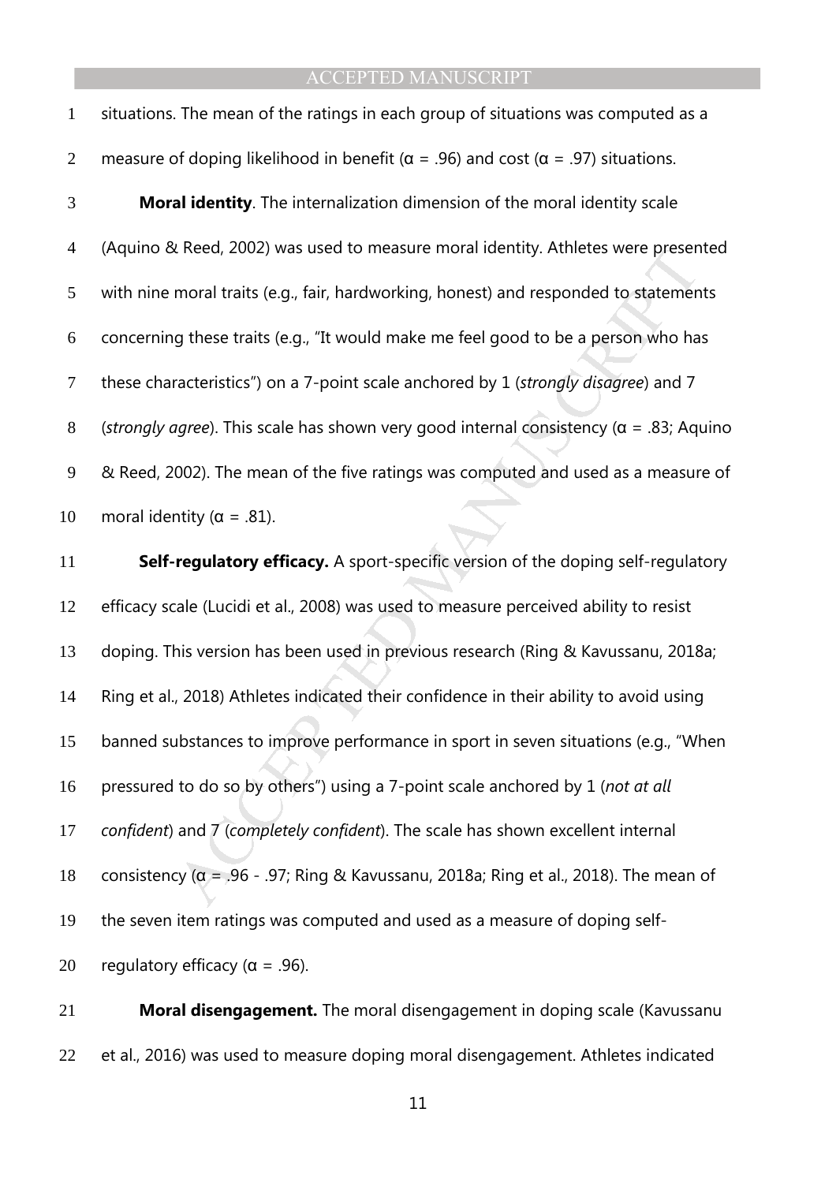situations. The mean of the ratings in each group of situations was computed as a measure of doping likelihood in benefit (α = .96) and cost (α = .97) situations.

**Moral identity**. The internalization dimension of the moral identity scale (Aquino & Reed, 2002) was used to measure moral identity. Athletes were presented with nine moral traits (e.g., fair, hardworking, honest) and responded to statements concerning these traits (e.g., "It would make me feel good to be a person who has these characteristics") on a 7-point scale anchored by 1 (*strongly disagree*) and 7 (*strongly agree*). This scale has shown very good internal consistency (α = .83; Aquino & Reed, 2002). The mean of the five ratings was computed and used as a measure of moral identity (α = .81).

**Self-regulatory efficacy.** A sport-specific version of the doping self-regulatory efficacy scale (Lucidi et al., 2008) was used to measure perceived ability to resist doping. This version has been used in previous research (Ring & Kavussanu, 2018a; Ring et al., 2018) Athletes indicated their confidence in their ability to avoid using banned substances to improve performance in sport in seven situations (e.g., "When pressured to do so by others") using a 7-point scale anchored by 1 (*not at all confident*) and 7 (*completely confident*). The scale has shown excellent internal consistency (α = .96 - .97; Ring & Kavussanu, 2018a; Ring et al., 2018). The mean of the seven item ratings was computed and used as a measure of doping self-regulatory efficacy (α = .96).

**Moral disengagement.** The moral disengagement in doping scale (Kavussanu et al., 2016) was used to measure doping moral disengagement. Athletes indicated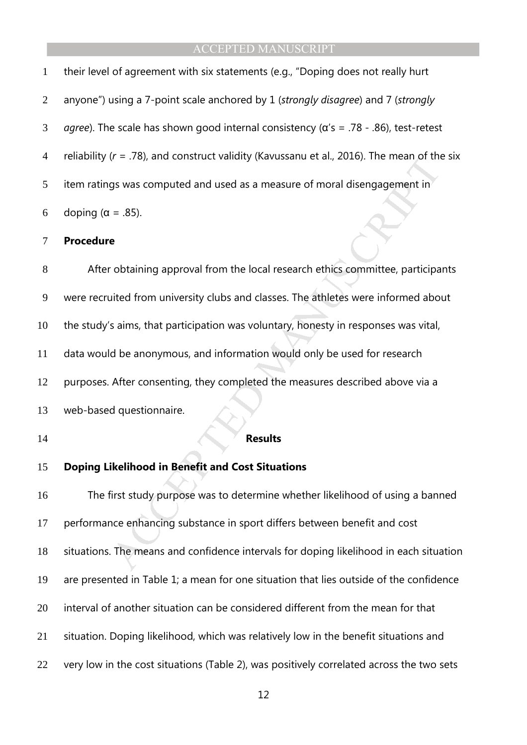their level of agreement with six statements (e.g., "Doping does not really hurt anyone") using a 7-point scale anchored by 1 (*strongly disagree*) and 7 (*strongly agree*). The scale has shown good internal consistency ($\alpha$'s = .78 - .86), test-retest reliability ($r$ = .78), and construct validity (Kavussanu et al., 2016). The mean of the six item ratings was computed and used as a measure of moral disengagement in doping ($\alpha$ = .85).

## Procedure

After obtaining approval from the local research ethics committee, participants were recruited from university clubs and classes. The athletes were informed about the study's aims, that participation was voluntary, honesty in responses was vital, data would be anonymous, and information would only be used for research purposes. After consenting, they completed the measures described above via a web-based questionnaire.

# Results

## Doping Likelihood in Benefit and Cost Situations

The first study purpose was to determine whether likelihood of using a banned performance enhancing substance in sport differs between benefit and cost situations. The means and confidence intervals for doping likelihood in each situation are presented in Table 1; a mean for one situation that lies outside of the confidence interval of another situation can be considered different from the mean for that situation. Doping likelihood, which was relatively low in the benefit situations and very low in the cost situations (Table 2), was positively correlated across the two sets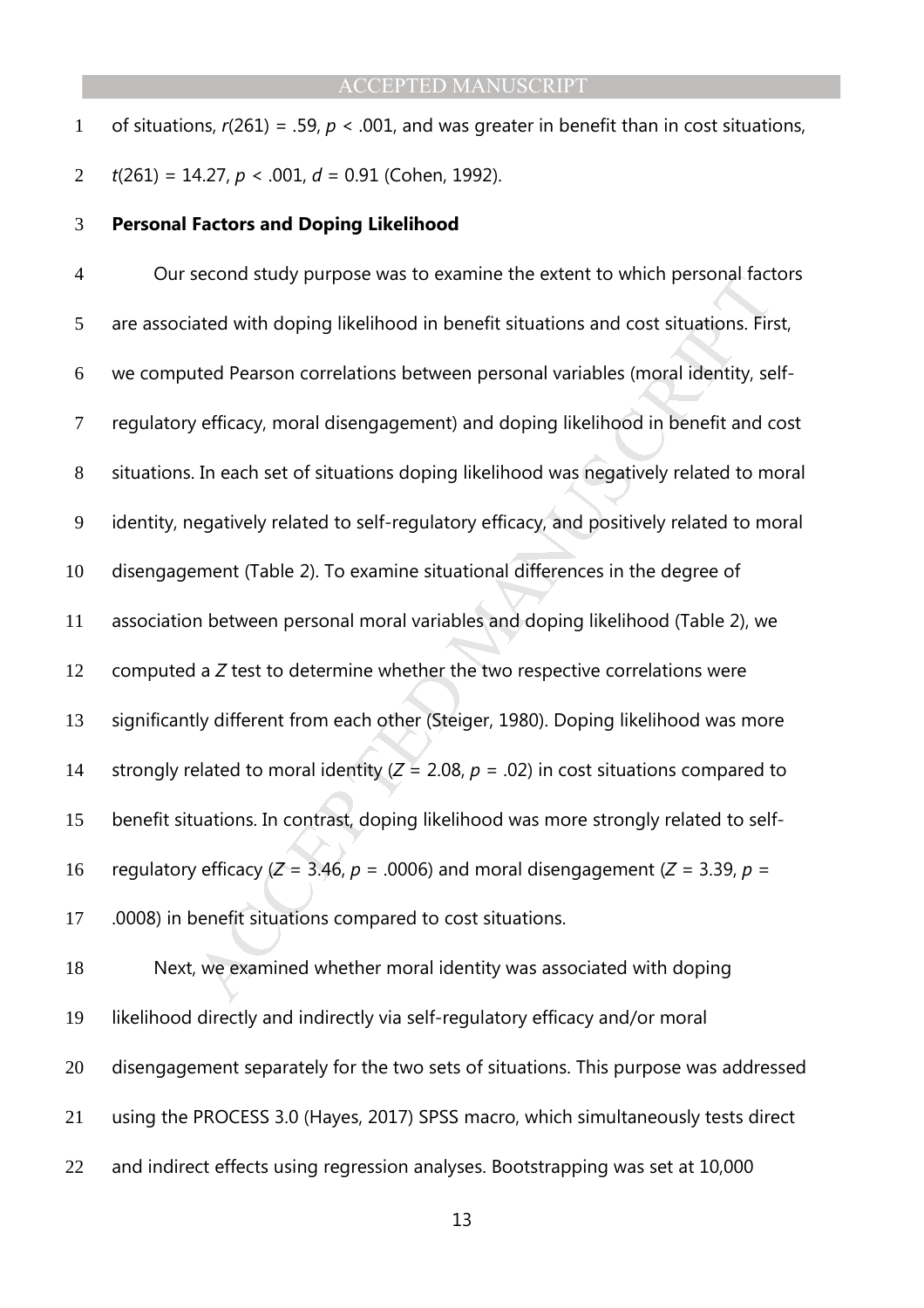of situations, $r(261) = .59$, $p < .001$, and was greater in benefit than in cost situations, $t(261) = 14.27$, $p < .001$, $d = 0.91$ (Cohen, 1992).

**Personal Factors and Doping Likelihood**

Our second study purpose was to examine the extent to which personal factors are associated with doping likelihood in benefit situations and cost situations. First, we computed Pearson correlations between personal variables (moral identity, self-regulatory efficacy, moral disengagement) and doping likelihood in benefit and cost situations. In each set of situations doping likelihood was negatively related to moral identity, negatively related to self-regulatory efficacy, and positively related to moral disengagement (Table 2). To examine situational differences in the degree of association between personal moral variables and doping likelihood (Table 2), we computed a $Z$ test to determine whether the two respective correlations were significantly different from each other (Steiger, 1980). Doping likelihood was more strongly related to moral identity ($Z = 2.08$, $p = .02$) in cost situations compared to benefit situations. In contrast, doping likelihood was more strongly related to self-regulatory efficacy ($Z = 3.46$, $p = .0006$) and moral disengagement ($Z = 3.39$, $p = .0008$) in benefit situations compared to cost situations.

Next, we examined whether moral identity was associated with doping likelihood directly and indirectly via self-regulatory efficacy and/or moral disengagement separately for the two sets of situations. This purpose was addressed using the PROCESS 3.0 (Hayes, 2017) SPSS macro, which simultaneously tests direct and indirect effects using regression analyses. Bootstrapping was set at 10,000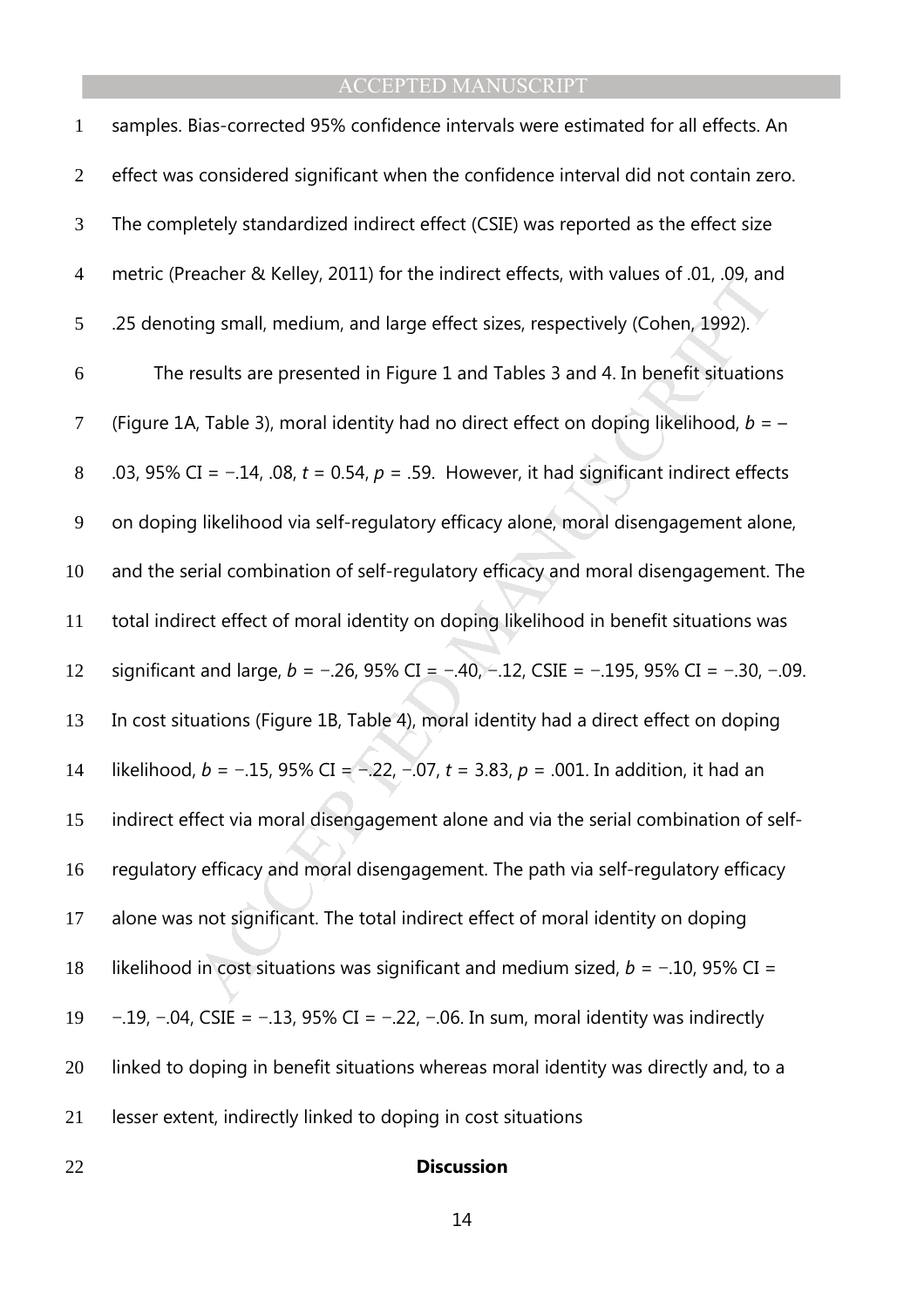samples. Bias-corrected 95% confidence intervals were estimated for all effects. An effect was considered significant when the confidence interval did not contain zero. The completely standardized indirect effect (CSIE) was reported as the effect size metric (Preacher & Kelley, 2011) for the indirect effects, with values of .01, .09, and .25 denoting small, medium, and large effect sizes, respectively (Cohen, 1992).

The results are presented in Figure 1 and Tables 3 and 4. In benefit situations (Figure 1A, Table 3), moral identity had no direct effect on doping likelihood, $b = -.03$, 95% CI = −.14, .08, $t = 0.54$, $p = .59$. However, it had significant indirect effects on doping likelihood via self-regulatory efficacy alone, moral disengagement alone, and the serial combination of self-regulatory efficacy and moral disengagement. The total indirect effect of moral identity on doping likelihood in benefit situations was significant and large, $b = -.26$, 95% CI = −.40, −.12, CSIE = −.195, 95% CI = −.30, −.09. In cost situations (Figure 1B, Table 4), moral identity had a direct effect on doping likelihood, $b = -.15$, 95% CI = −.22, −.07, $t = 3.83$, $p = .001$. In addition, it had an indirect effect via moral disengagement alone and via the serial combination of self-regulatory efficacy and moral disengagement. The path via self-regulatory efficacy alone was not significant. The total indirect effect of moral identity on doping likelihood in cost situations was significant and medium sized, $b = -.10$, 95% CI = −.19, −.04, CSIE = −.13, 95% CI = −.22, −.06. In sum, moral identity was indirectly linked to doping in benefit situations whereas moral identity was directly and, to a lesser extent, indirectly linked to doping in cost situations

## Discussion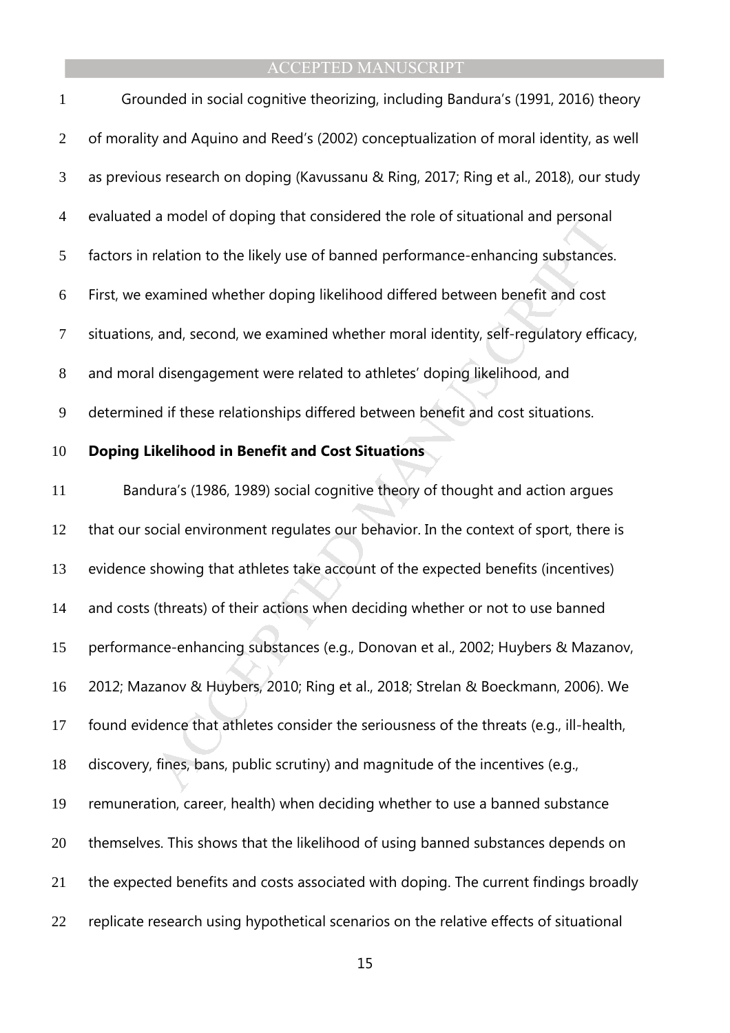Grounded in social cognitive theorizing, including Bandura's (1991, 2016) theory of morality and Aquino and Reed's (2002) conceptualization of moral identity, as well as previous research on doping (Kavussanu & Ring, 2017; Ring et al., 2018), our study evaluated a model of doping that considered the role of situational and personal factors in relation to the likely use of banned performance-enhancing substances. First, we examined whether doping likelihood differed between benefit and cost situations, and, second, we examined whether moral identity, self-regulatory efficacy, and moral disengagement were related to athletes' doping likelihood, and determined if these relationships differed between benefit and cost situations.

**Doping Likelihood in Benefit and Cost Situations**

Bandura's (1986, 1989) social cognitive theory of thought and action argues that our social environment regulates our behavior. In the context of sport, there is evidence showing that athletes take account of the expected benefits (incentives) and costs (threats) of their actions when deciding whether or not to use banned performance-enhancing substances (e.g., Donovan et al., 2002; Huybers & Mazanov, 2012; Mazanov & Huybers, 2010; Ring et al., 2018; Strelan & Boeckmann, 2006). We found evidence that athletes consider the seriousness of the threats (e.g., ill-health, discovery, fines, bans, public scrutiny) and magnitude of the incentives (e.g., remuneration, career, health) when deciding whether to use a banned substance themselves. This shows that the likelihood of using banned substances depends on the expected benefits and costs associated with doping. The current findings broadly replicate research using hypothetical scenarios on the relative effects of situational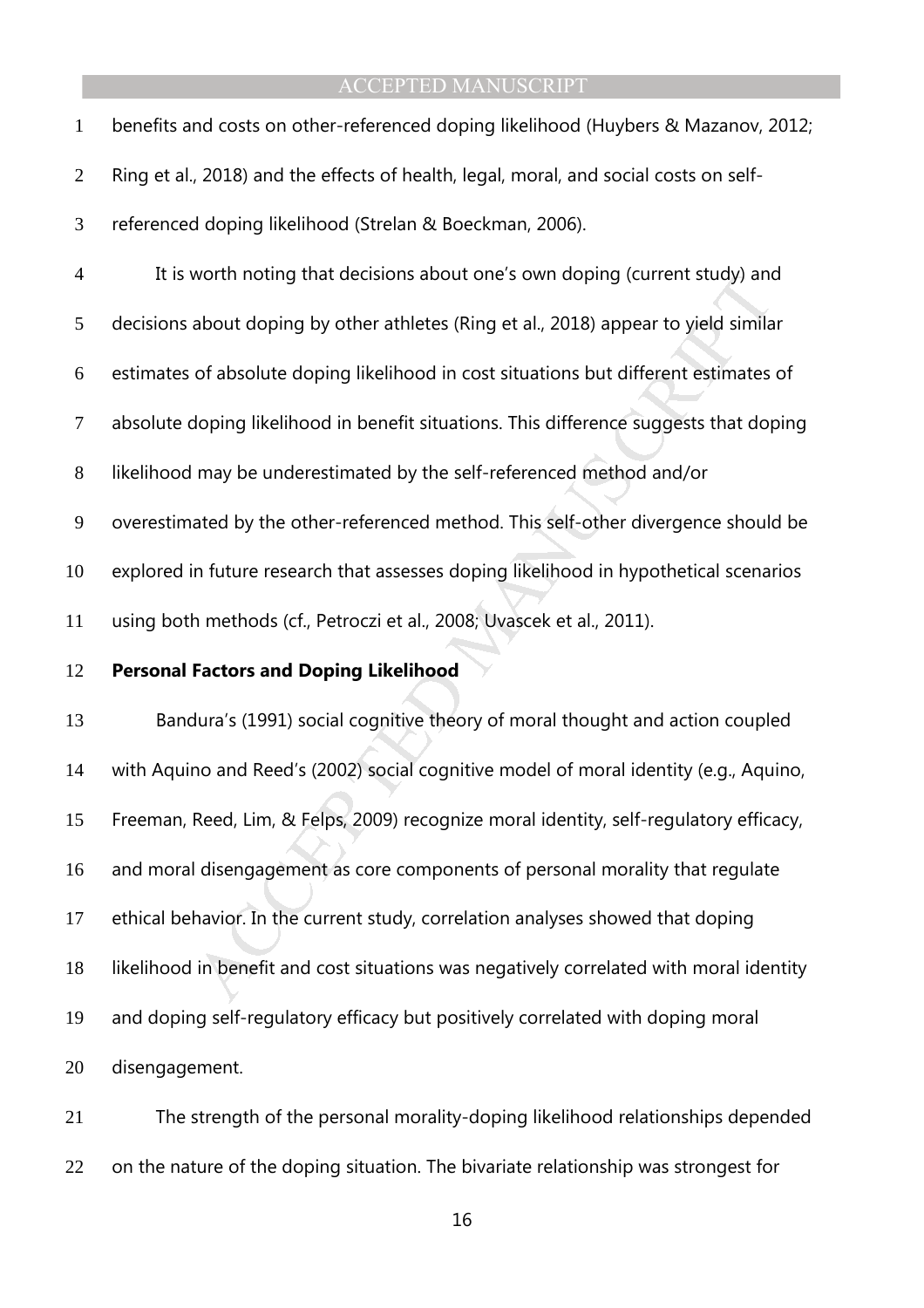benefits and costs on other-referenced doping likelihood (Huybers & Mazanov, 2012; Ring et al., 2018) and the effects of health, legal, moral, and social costs on self-referenced doping likelihood (Strelan & Boeckman, 2006).

It is worth noting that decisions about one's own doping (current study) and decisions about doping by other athletes (Ring et al., 2018) appear to yield similar estimates of absolute doping likelihood in cost situations but different estimates of absolute doping likelihood in benefit situations. This difference suggests that doping likelihood may be underestimated by the self-referenced method and/or overestimated by the other-referenced method. This self-other divergence should be explored in future research that assesses doping likelihood in hypothetical scenarios using both methods (cf., Petroczi et al., 2008; Uvascek et al., 2011).

**Personal Factors and Doping Likelihood**

Bandura's (1991) social cognitive theory of moral thought and action coupled with Aquino and Reed's (2002) social cognitive model of moral identity (e.g., Aquino, Freeman, Reed, Lim, & Felps, 2009) recognize moral identity, self-regulatory efficacy, and moral disengagement as core components of personal morality that regulate ethical behavior. In the current study, correlation analyses showed that doping likelihood in benefit and cost situations was negatively correlated with moral identity and doping self-regulatory efficacy but positively correlated with doping moral disengagement.

The strength of the personal morality-doping likelihood relationships depended on the nature of the doping situation. The bivariate relationship was strongest for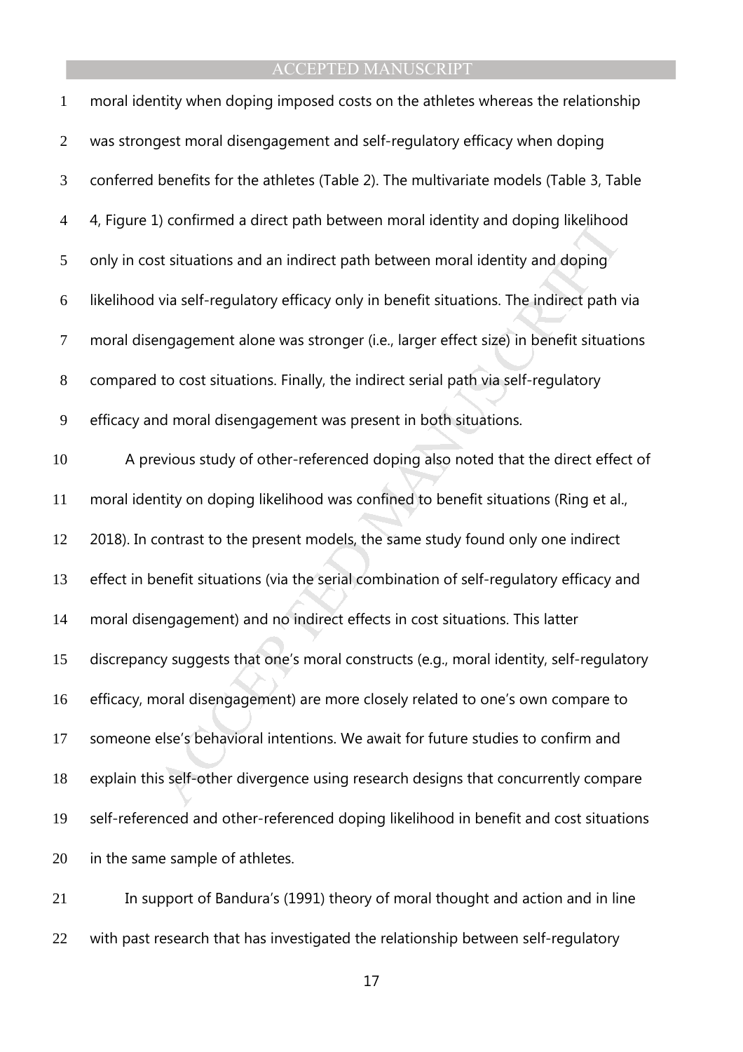moral identity when doping imposed costs on the athletes whereas the relationship was strongest moral disengagement and self-regulatory efficacy when doping conferred benefits for the athletes (Table 2). The multivariate models (Table 3, Table 4, Figure 1) confirmed a direct path between moral identity and doping likelihood only in cost situations and an indirect path between moral identity and doping likelihood via self-regulatory efficacy only in benefit situations. The indirect path via moral disengagement alone was stronger (i.e., larger effect size) in benefit situations compared to cost situations. Finally, the indirect serial path via self-regulatory efficacy and moral disengagement was present in both situations.

A previous study of other-referenced doping also noted that the direct effect of moral identity on doping likelihood was confined to benefit situations (Ring et al., 2018). In contrast to the present models, the same study found only one indirect effect in benefit situations (via the serial combination of self-regulatory efficacy and moral disengagement) and no indirect effects in cost situations. This latter discrepancy suggests that one's moral constructs (e.g., moral identity, self-regulatory efficacy, moral disengagement) are more closely related to one's own compare to someone else's behavioral intentions. We await for future studies to confirm and explain this self-other divergence using research designs that concurrently compare self-referenced and other-referenced doping likelihood in benefit and cost situations in the same sample of athletes.

In support of Bandura's (1991) theory of moral thought and action and in line with past research that has investigated the relationship between self-regulatory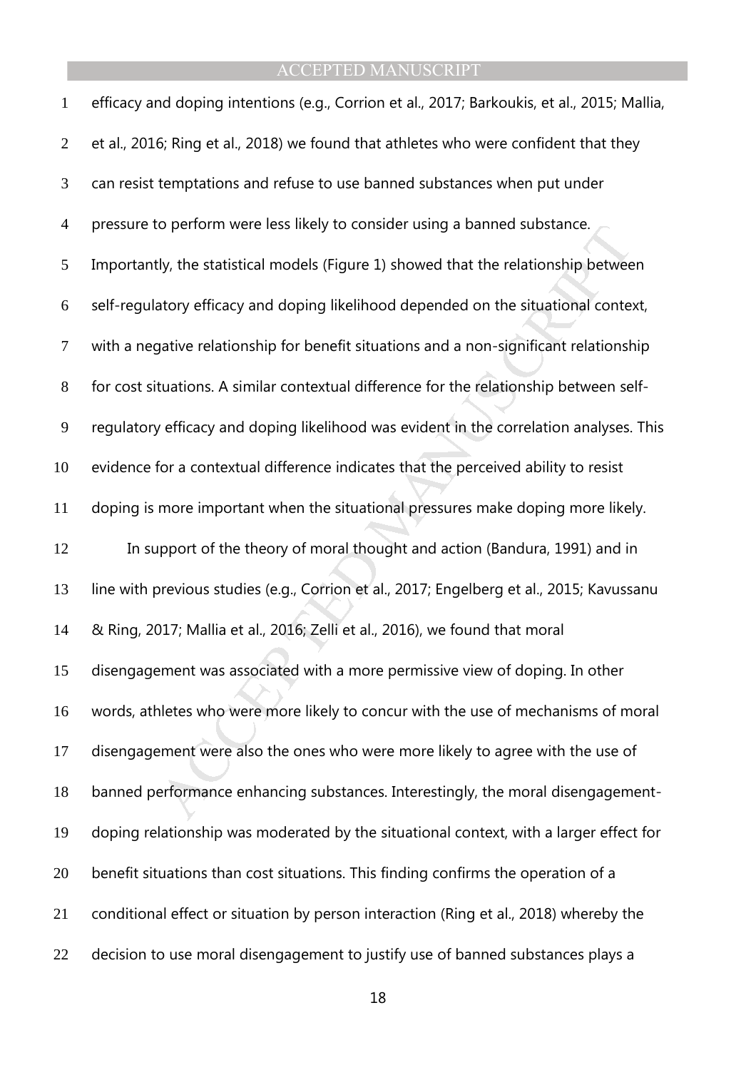efficacy and doping intentions (e.g., Corrion et al., 2017; Barkoukis, et al., 2015; Mallia, et al., 2016; Ring et al., 2018) we found that athletes who were confident that they can resist temptations and refuse to use banned substances when put under pressure to perform were less likely to consider using a banned substance. Importantly, the statistical models (Figure 1) showed that the relationship between self-regulatory efficacy and doping likelihood depended on the situational context, with a negative relationship for benefit situations and a non-significant relationship for cost situations. A similar contextual difference for the relationship between self-regulatory efficacy and doping likelihood was evident in the correlation analyses. This evidence for a contextual difference indicates that the perceived ability to resist doping is more important when the situational pressures make doping more likely.

In support of the theory of moral thought and action (Bandura, 1991) and in line with previous studies (e.g., Corrion et al., 2017; Engelberg et al., 2015; Kavussanu & Ring, 2017; Mallia et al., 2016; Zelli et al., 2016), we found that moral disengagement was associated with a more permissive view of doping. In other words, athletes who were more likely to concur with the use of mechanisms of moral disengagement were also the ones who were more likely to agree with the use of banned performance enhancing substances. Interestingly, the moral disengagement-doping relationship was moderated by the situational context, with a larger effect for benefit situations than cost situations. This finding confirms the operation of a conditional effect or situation by person interaction (Ring et al., 2018) whereby the decision to use moral disengagement to justify use of banned substances plays a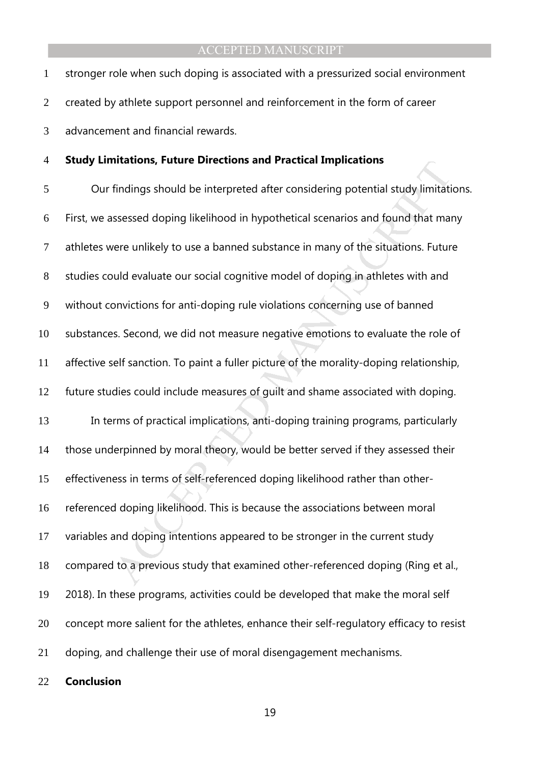stronger role when such doping is associated with a pressurized social environment created by athlete support personnel and reinforcement in the form of career advancement and financial rewards.

## Study Limitations, Future Directions and Practical Implications

Our findings should be interpreted after considering potential study limitations. First, we assessed doping likelihood in hypothetical scenarios and found that many athletes were unlikely to use a banned substance in many of the situations. Future studies could evaluate our social cognitive model of doping in athletes with and without convictions for anti-doping rule violations concerning use of banned substances. Second, we did not measure negative emotions to evaluate the role of affective self sanction. To paint a fuller picture of the morality-doping relationship, future studies could include measures of guilt and shame associated with doping.

In terms of practical implications, anti-doping training programs, particularly those underpinned by moral theory, would be better served if they assessed their effectiveness in terms of self-referenced doping likelihood rather than other-referenced doping likelihood. This is because the associations between moral variables and doping intentions appeared to be stronger in the current study compared to a previous study that examined other-referenced doping (Ring et al., 2018). In these programs, activities could be developed that make the moral self concept more salient for the athletes, enhance their self-regulatory efficacy to resist doping, and challenge their use of moral disengagement mechanisms.

## Conclusion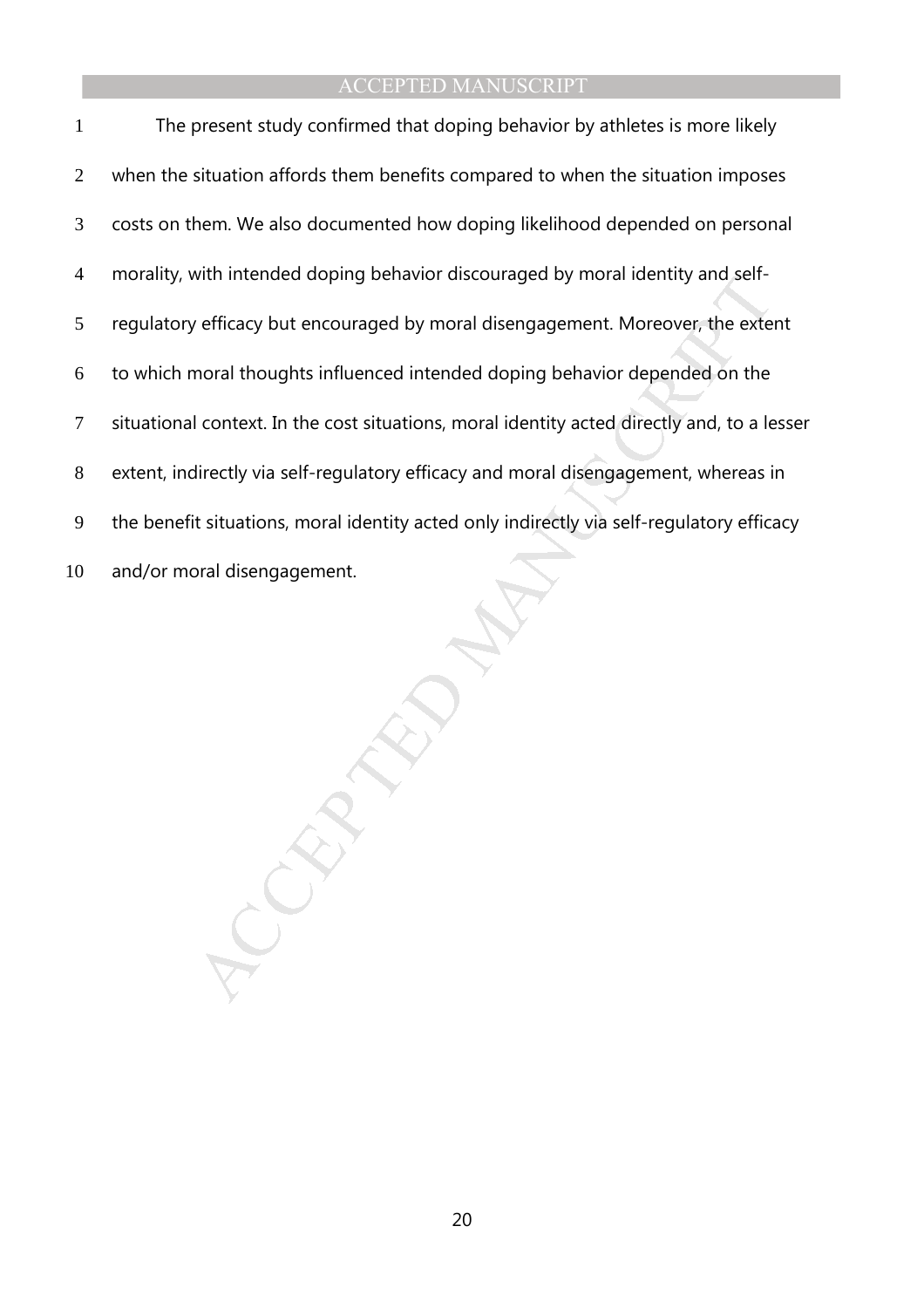The present study confirmed that doping behavior by athletes is more likely when the situation affords them benefits compared to when the situation imposes costs on them. We also documented how doping likelihood depended on personal morality, with intended doping behavior discouraged by moral identity and self-regulatory efficacy but encouraged by moral disengagement. Moreover, the extent to which moral thoughts influenced intended doping behavior depended on the situational context. In the cost situations, moral identity acted directly and, to a lesser extent, indirectly via self-regulatory efficacy and moral disengagement, whereas in the benefit situations, moral identity acted only indirectly via self-regulatory efficacy and/or moral disengagement.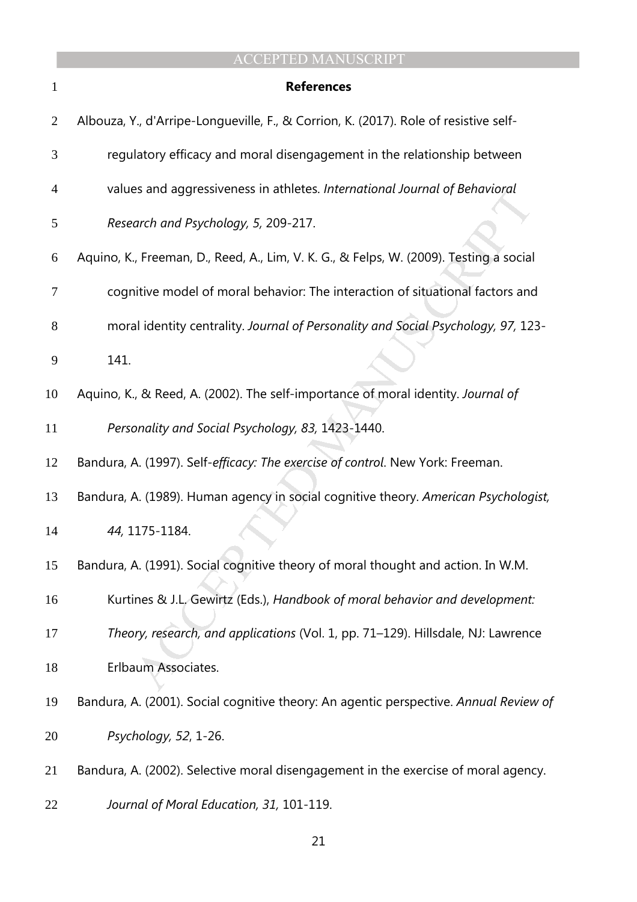# References

Albouza, Y., d'Arripe-Longueville, F., & Corrion, K. (2017). Role of resistive self-regulatory efficacy and moral disengagement in the relationship between values and aggressiveness in athletes. *International Journal of Behavioral Research and Psychology, 5,* 209-217.

Aquino, K., Freeman, D., Reed, A., Lim, V. K. G., & Felps, W. (2009). Testing a social cognitive model of moral behavior: The interaction of situational factors and moral identity centrality. *Journal of Personality and Social Psychology, 97,* 123-141.

Aquino, K., & Reed, A. (2002). The self-importance of moral identity. *Journal of Personality and Social Psychology, 83,* 1423-1440.

Bandura, A. (1997). Self-*efficacy: The exercise of control*. New York: Freeman.

Bandura, A. (1989). Human agency in social cognitive theory. *American Psychologist, 44,* 1175-1184.

Bandura, A. (1991). Social cognitive theory of moral thought and action. In W.M. Kurtines & J.L. Gewirtz (Eds.), *Handbook of moral behavior and development: Theory, research, and applications* (Vol. 1, pp. 71–129). Hillsdale, NJ: Lawrence Erlbaum Associates.

Bandura, A. (2001). Social cognitive theory: An agentic perspective. *Annual Review of Psychology, 52*, 1-26.

Bandura, A. (2002). Selective moral disengagement in the exercise of moral agency. *Journal of Moral Education, 31,* 101-119.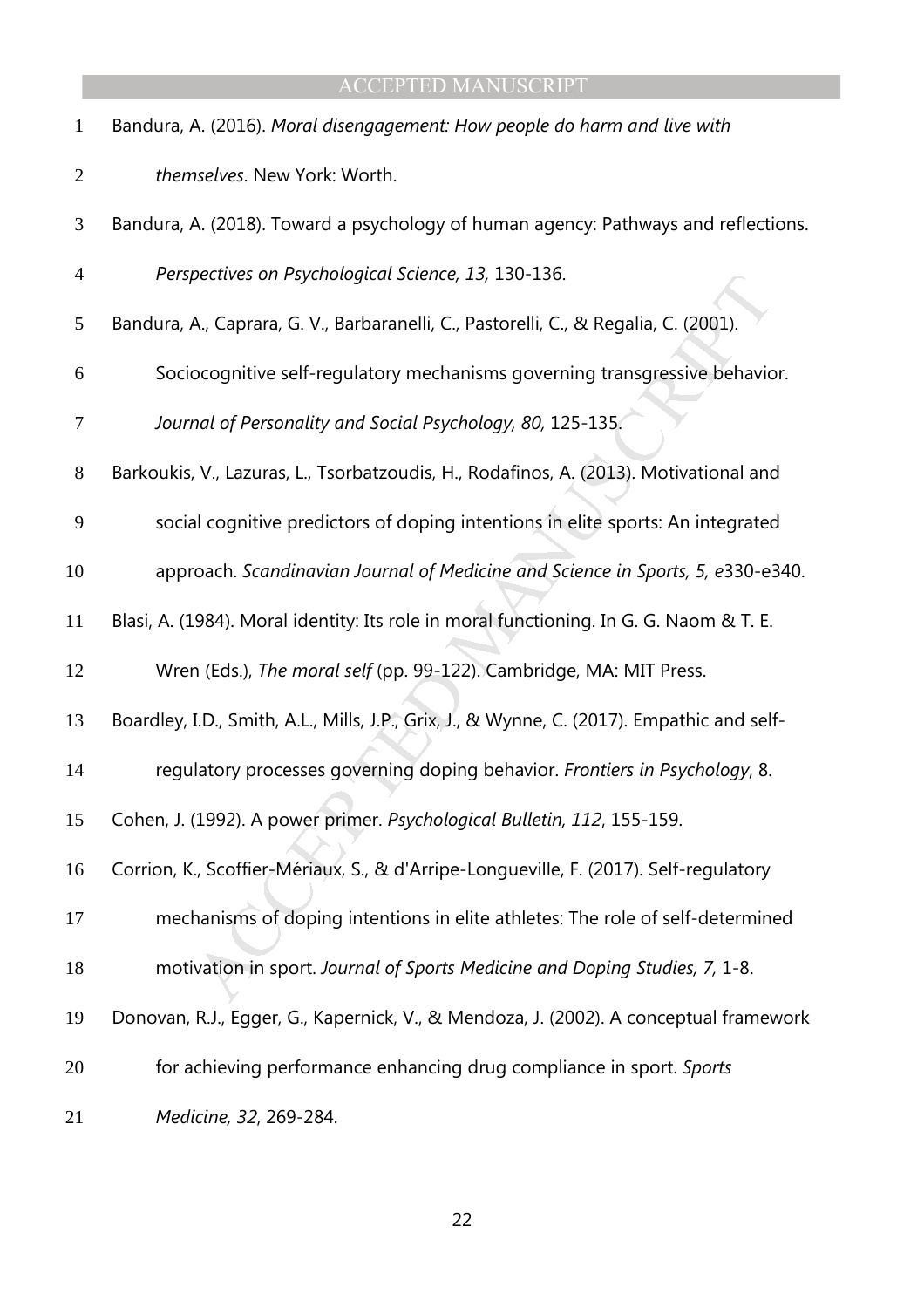Bandura, A. (2016). *Moral disengagement: How people do harm and live with themselves*. New York: Worth.

Bandura, A. (2018). Toward a psychology of human agency: Pathways and reflections. *Perspectives on Psychological Science, 13,* 130-136.

Bandura, A., Caprara, G. V., Barbaranelli, C., Pastorelli, C., & Regalia, C. (2001). Sociocognitive self-regulatory mechanisms governing transgressive behavior. *Journal of Personality and Social Psychology, 80,* 125-135.

Barkoukis, V., Lazuras, L., Tsorbatzoudis, H., Rodafinos, A. (2013). Motivational and social cognitive predictors of doping intentions in elite sports: An integrated approach. *Scandinavian Journal of Medicine and Science in Sports, 5, e*330-e340.

Blasi, A. (1984). Moral identity: Its role in moral functioning. In G. G. Naom & T. E. Wren (Eds.), *The moral self* (pp. 99-122). Cambridge, MA: MIT Press.

Boardley, I.D., Smith, A.L., Mills, J.P., Grix, J., & Wynne, C. (2017). Empathic and self-regulatory processes governing doping behavior. *Frontiers in Psychology*, 8.

Cohen, J. (1992). A power primer. *Psychological Bulletin, 112*, 155-159.

Corrion, K., Scoffier-Mériaux, S., & d'Arripe-Longueville, F. (2017). Self-regulatory mechanisms of doping intentions in elite athletes: The role of self-determined motivation in sport. *Journal of Sports Medicine and Doping Studies, 7,* 1-8.

Donovan, R.J., Egger, G., Kapernick, V., & Mendoza, J. (2002). A conceptual framework for achieving performance enhancing drug compliance in sport. *Sports Medicine, 32*, 269-284.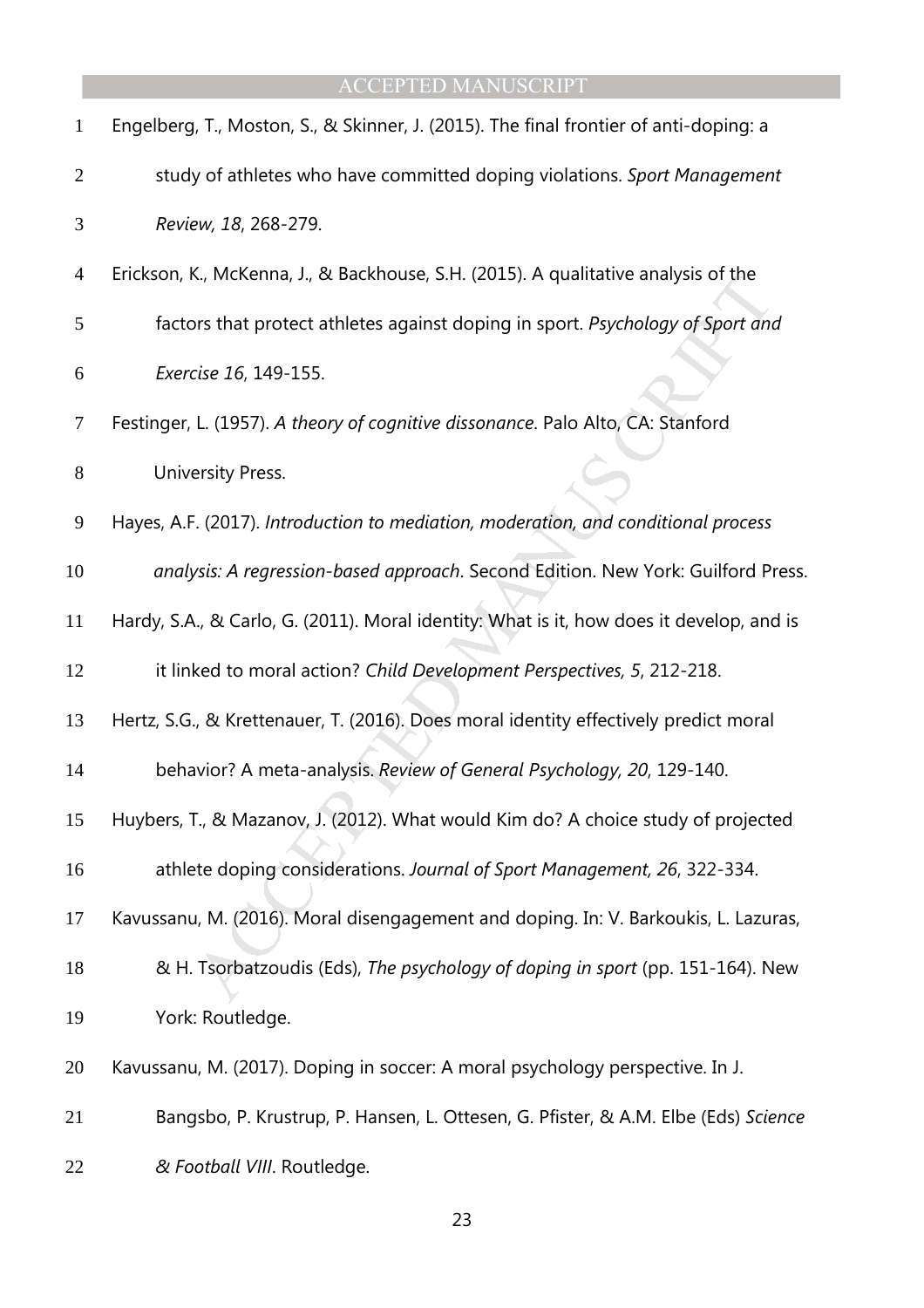Engelberg, T., Moston, S., & Skinner, J. (2015). The final frontier of anti-doping: a study of athletes who have committed doping violations. *Sport Management Review, 18*, 268-279.

Erickson, K., McKenna, J., & Backhouse, S.H. (2015). A qualitative analysis of the factors that protect athletes against doping in sport. *Psychology of Sport and Exercise 16*, 149-155.

Festinger, L. (1957). *A theory of cognitive dissonance*. Palo Alto, CA: Stanford University Press.

Hayes, A.F. (2017). *Introduction to mediation, moderation, and conditional process analysis: A regression-based approach*. Second Edition. New York: Guilford Press.

Hardy, S.A., & Carlo, G. (2011). Moral identity: What is it, how does it develop, and is it linked to moral action? *Child Development Perspectives, 5*, 212-218.

Hertz, S.G., & Krettenauer, T. (2016). Does moral identity effectively predict moral behavior? A meta-analysis. *Review of General Psychology, 20*, 129-140.

Huybers, T., & Mazanov, J. (2012). What would Kim do? A choice study of projected athlete doping considerations. *Journal of Sport Management, 26*, 322-334.

Kavussanu, M. (2016). Moral disengagement and doping. In: V. Barkoukis, L. Lazuras, & H. Tsorbatzoudis (Eds), *The psychology of doping in sport* (pp. 151-164). New York: Routledge.

Kavussanu, M. (2017). Doping in soccer: A moral psychology perspective. In J. Bangsbo, P. Krustrup, P. Hansen, L. Ottesen, G. Pfister, & A.M. Elbe (Eds) *Science & Football VIII*. Routledge.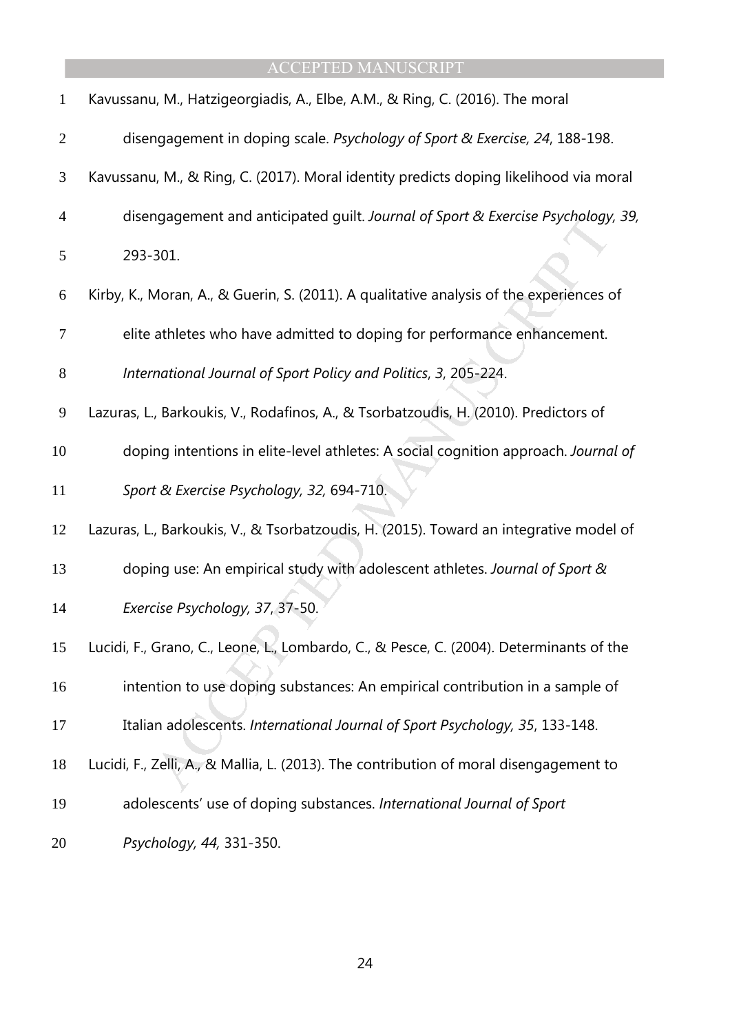Kavussanu, M., Hatzigeorgiadis, A., Elbe, A.M., & Ring, C. (2016). The moral disengagement in doping scale. *Psychology of Sport & Exercise, 24*, 188-198.

Kavussanu, M., & Ring, C. (2017). Moral identity predicts doping likelihood via moral disengagement and anticipated guilt. *Journal of Sport & Exercise Psychology, 39,* 293-301.

Kirby, K., Moran, A., & Guerin, S. (2011). A qualitative analysis of the experiences of elite athletes who have admitted to doping for performance enhancement. *International Journal of Sport Policy and Politics*, *3*, 205-224.

Lazuras, L., Barkoukis, V., Rodafinos, A., & Tsorbatzoudis, H. (2010). Predictors of doping intentions in elite-level athletes: A social cognition approach. *Journal of Sport & Exercise Psychology, 32,* 694-710.

Lazuras, L., Barkoukis, V., & Tsorbatzoudis, H. (2015). Toward an integrative model of doping use: An empirical study with adolescent athletes. *Journal of Sport & Exercise Psychology, 37*, 37-50.

Lucidi, F., Grano, C., Leone, L., Lombardo, C., & Pesce, C. (2004). Determinants of the intention to use doping substances: An empirical contribution in a sample of Italian adolescents. *International Journal of Sport Psychology, 35*, 133-148.

Lucidi, F., Zelli, A., & Mallia, L. (2013). The contribution of moral disengagement to adolescents' use of doping substances. *International Journal of Sport Psychology, 44,* 331-350.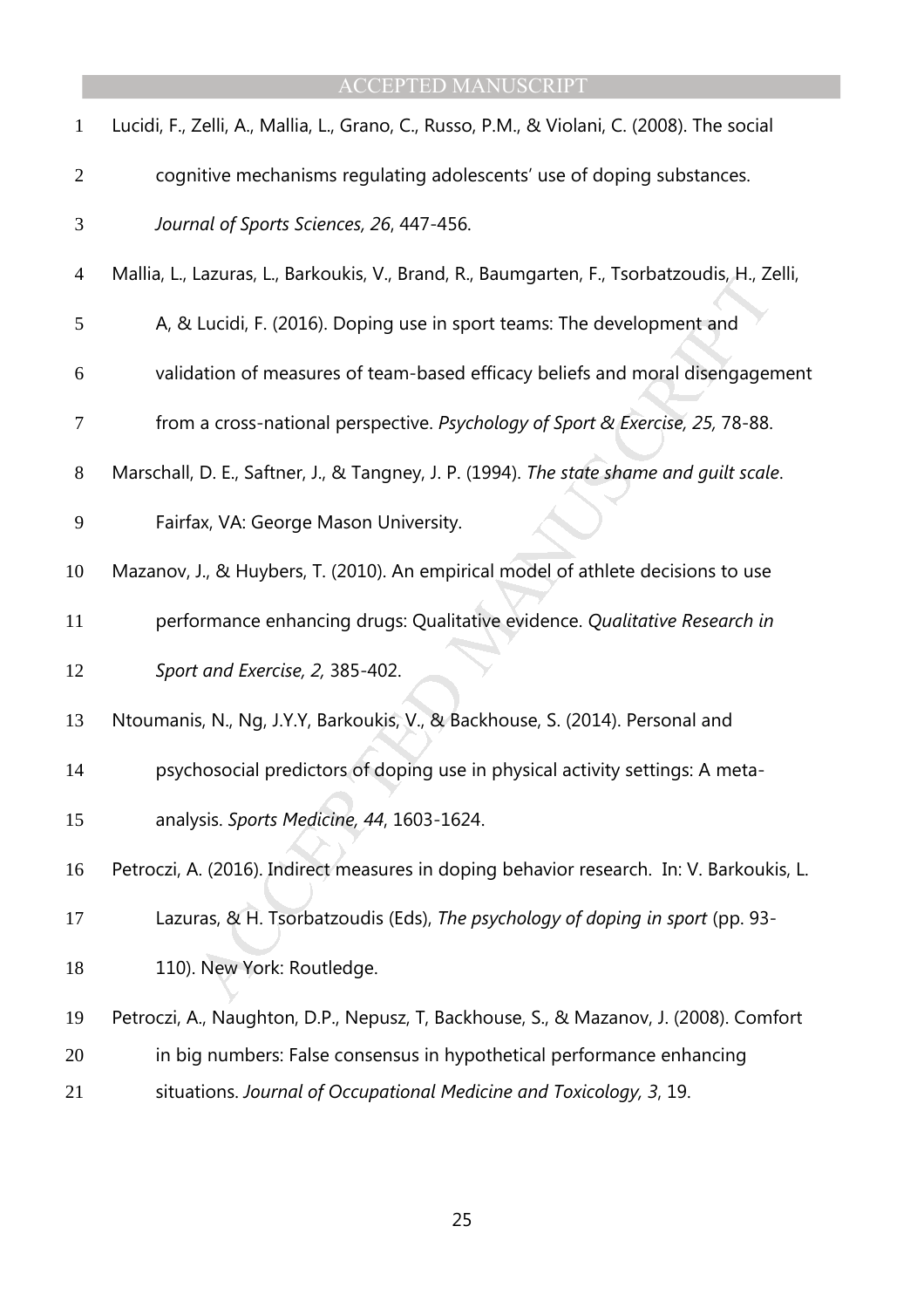Lucidi, F., Zelli, A., Mallia, L., Grano, C., Russo, P.M., & Violani, C. (2008). The social cognitive mechanisms regulating adolescents' use of doping substances. *Journal of Sports Sciences, 26*, 447-456.

Mallia, L., Lazuras, L., Barkoukis, V., Brand, R., Baumgarten, F., Tsorbatzoudis, H., Zelli, A, & Lucidi, F. (2016). Doping use in sport teams: The development and validation of measures of team-based efficacy beliefs and moral disengagement from a cross-national perspective. *Psychology of Sport & Exercise, 25,* 78-88.

Marschall, D. E., Saftner, J., & Tangney, J. P. (1994). *The state shame and guilt scale*. Fairfax, VA: George Mason University.

Mazanov, J., & Huybers, T. (2010). An empirical model of athlete decisions to use performance enhancing drugs: Qualitative evidence. *Qualitative Research in Sport and Exercise, 2,* 385-402.

Ntoumanis, N., Ng, J.Y.Y, Barkoukis, V., & Backhouse, S. (2014). Personal and psychosocial predictors of doping use in physical activity settings: A meta-analysis. *Sports Medicine, 44*, 1603-1624.

Petroczi, A. (2016). Indirect measures in doping behavior research. In: V. Barkoukis, L. Lazuras, & H. Tsorbatzoudis (Eds), *The psychology of doping in sport* (pp. 93-110). New York: Routledge.

Petroczi, A., Naughton, D.P., Nepusz, T, Backhouse, S., & Mazanov, J. (2008). Comfort in big numbers: False consensus in hypothetical performance enhancing situations. *Journal of Occupational Medicine and Toxicology, 3*, 19.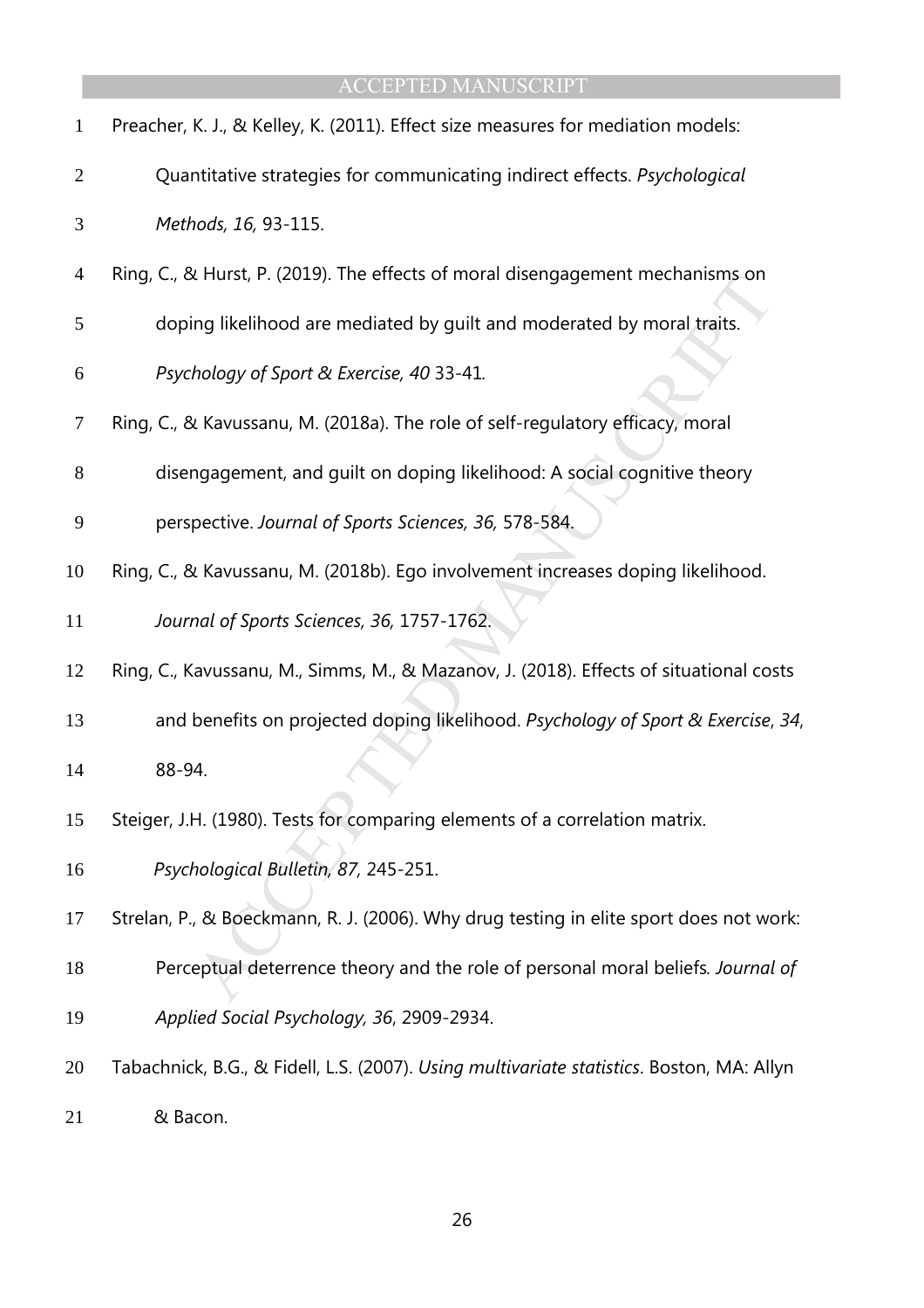Preacher, K. J., & Kelley, K. (2011). Effect size measures for mediation models: Quantitative strategies for communicating indirect effects. *Psychological Methods, 16,* 93-115.

Ring, C., & Hurst, P. (2019). The effects of moral disengagement mechanisms on doping likelihood are mediated by guilt and moderated by moral traits. *Psychology of Sport & Exercise, 40* 33-41.

Ring, C., & Kavussanu, M. (2018a). The role of self-regulatory efficacy, moral disengagement, and guilt on doping likelihood: A social cognitive theory perspective. *Journal of Sports Sciences, 36,* 578-584.

Ring, C., & Kavussanu, M. (2018b). Ego involvement increases doping likelihood. *Journal of Sports Sciences, 36,* 1757-1762.

Ring, C., Kavussanu, M., Simms, M., & Mazanov, J. (2018). Effects of situational costs and benefits on projected doping likelihood. *Psychology of Sport & Exercise*, *34*, 88-94.

Steiger, J.H. (1980). Tests for comparing elements of a correlation matrix. *Psychological Bulletin, 87,* 245-251.

Strelan, P., & Boeckmann, R. J. (2006). Why drug testing in elite sport does not work: Perceptual deterrence theory and the role of personal moral beliefs*. Journal of Applied Social Psychology, 36*, 2909-2934.

Tabachnick, B.G., & Fidell, L.S. (2007). *Using multivariate statistics*. Boston, MA: Allyn & Bacon.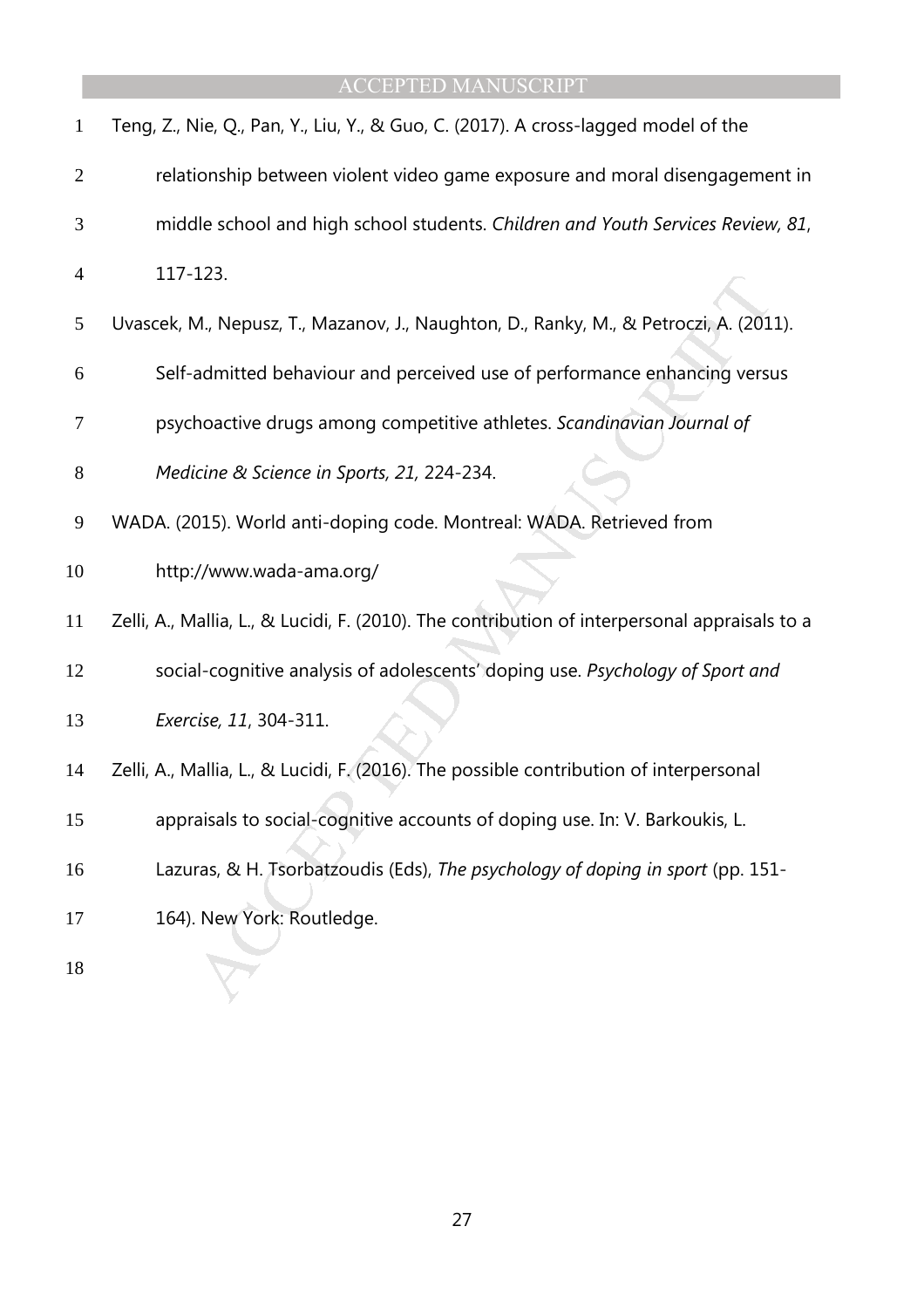Teng, Z., Nie, Q., Pan, Y., Liu, Y., & Guo, C. (2017). A cross-lagged model of the relationship between violent video game exposure and moral disengagement in middle school and high school students. *Children and Youth Services Review, 81*, 117-123.

Uvascek, M., Nepusz, T., Mazanov, J., Naughton, D., Ranky, M., & Petroczi, A. (2011). Self-admitted behaviour and perceived use of performance enhancing versus psychoactive drugs among competitive athletes. *Scandinavian Journal of Medicine & Science in Sports, 21,* 224-234.

WADA. (2015). World anti-doping code. Montreal: WADA. Retrieved from http://www.wada-ama.org/

Zelli, A., Mallia, L., & Lucidi, F. (2010). The contribution of interpersonal appraisals to a social-cognitive analysis of adolescents' doping use. *Psychology of Sport and Exercise, 11*, 304-311.

Zelli, A., Mallia, L., & Lucidi, F. (2016). The possible contribution of interpersonal appraisals to social-cognitive accounts of doping use. In: V. Barkoukis, L. Lazuras, & H. Tsorbatzoudis (Eds), *The psychology of doping in sport* (pp. 151-164). New York: Routledge.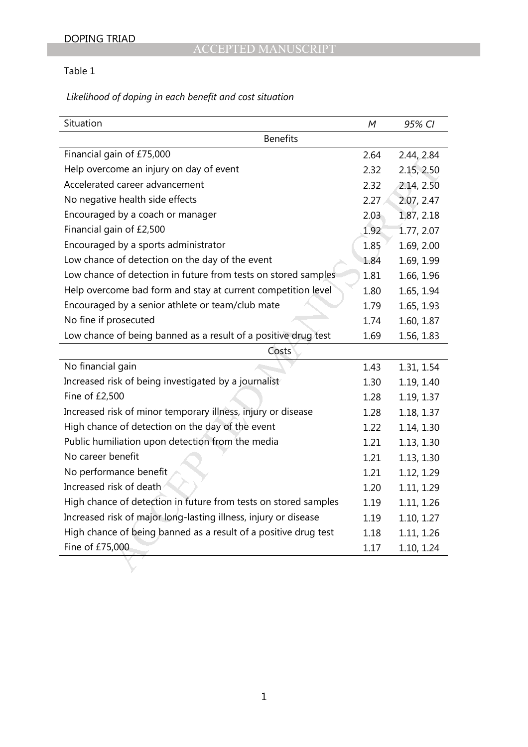Table 1

*Likelihood of doping in each benefit and cost situation*

| Situation | *M* | *95% CI* |
|---|---|---|
| Benefits | | |
| Financial gain of £75,000 | 2.64 | 2.44, 2.84 |
| Help overcome an injury on day of event | 2.32 | 2.15, 2.50 |
| Accelerated career advancement | 2.32 | 2.14, 2.50 |
| No negative health side effects | 2.27 | 2.07, 2.47 |
| Encouraged by a coach or manager | 2.03 | 1.87, 2.18 |
| Financial gain of £2,500 | 1.92 | 1.77, 2.07 |
| Encouraged by a sports administrator | 1.85 | 1.69, 2.00 |
| Low chance of detection on the day of the event | 1.84 | 1.69, 1.99 |
| Low chance of detection in future from tests on stored samples | 1.81 | 1.66, 1.96 |
| Help overcome bad form and stay at current competition level | 1.80 | 1.65, 1.94 |
| Encouraged by a senior athlete or team/club mate | 1.79 | 1.65, 1.93 |
| No fine if prosecuted | 1.74 | 1.60, 1.87 |
| Low chance of being banned as a result of a positive drug test | 1.69 | 1.56, 1.83 |
| Costs | | |
| No financial gain | 1.43 | 1.31, 1.54 |
| Increased risk of being investigated by a journalist | 1.30 | 1.19, 1.40 |
| Fine of £2,500 | 1.28 | 1.19, 1.37 |
| Increased risk of minor temporary illness, injury or disease | 1.28 | 1.18, 1.37 |
| High chance of detection on the day of the event | 1.22 | 1.14, 1.30 |
| Public humiliation upon detection from the media | 1.21 | 1.13, 1.30 |
| No career benefit | 1.21 | 1.13, 1.30 |
| No performance benefit | 1.21 | 1.12, 1.29 |
| Increased risk of death | 1.20 | 1.11, 1.29 |
| High chance of detection in future from tests on stored samples | 1.19 | 1.11, 1.26 |
| Increased risk of major long-lasting illness, injury or disease | 1.19 | 1.10, 1.27 |
| High chance of being banned as a result of a positive drug test | 1.18 | 1.11, 1.26 |
| Fine of £75,000 | 1.17 | 1.10, 1.24 |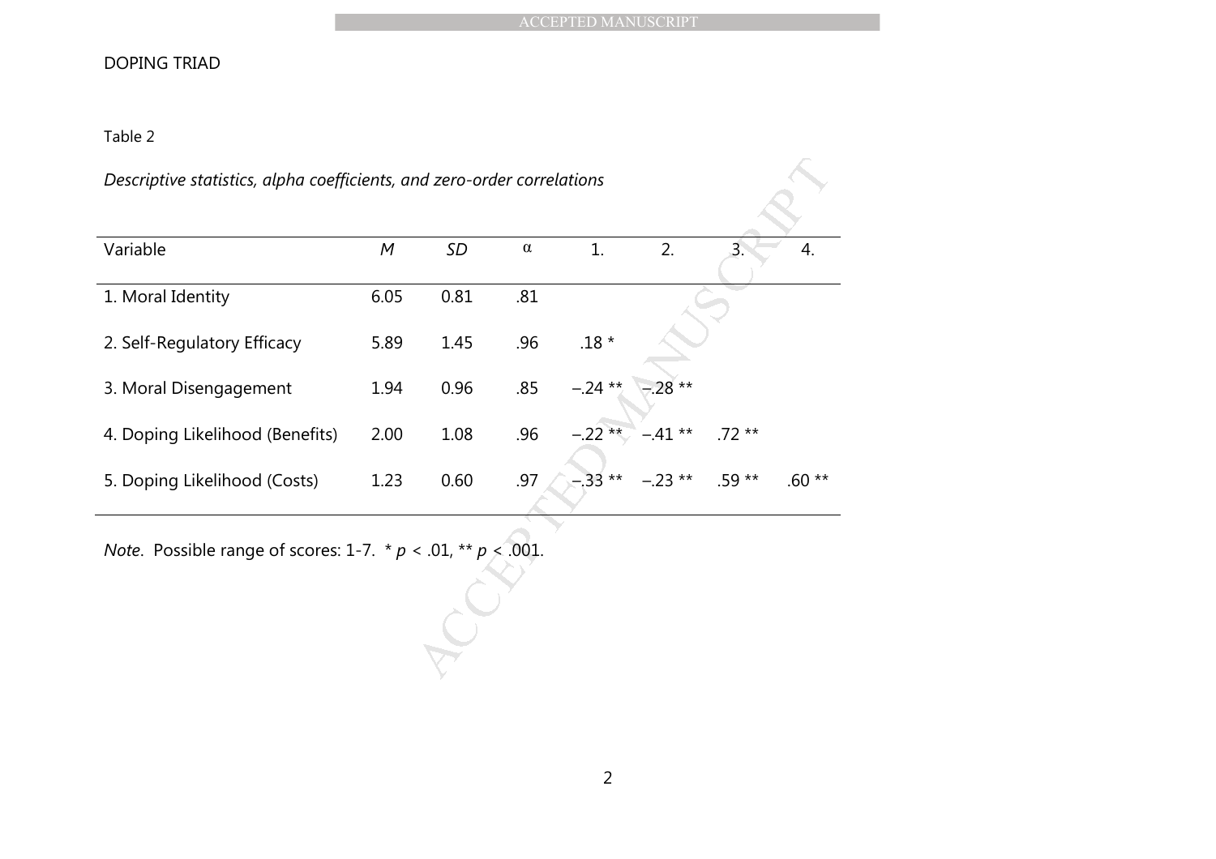Table 2

*Descriptive statistics, alpha coefficients, and zero-order correlations*

| Variable | *M* | *SD* | α | 1. | 2. | 3. | 4. |
|---|---|---|---|---|---|---|---|
| 1. Moral Identity | 6.05 | 0.81 | .81 | | | | |
| 2. Self-Regulatory Efficacy | 5.89 | 1.45 | .96 | .18 * | | | |
| 3. Moral Disengagement | 1.94 | 0.96 | .85 | −.24 ** | −.28 ** | | |
| 4. Doping Likelihood (Benefits) | 2.00 | 1.08 | .96 | −.22 ** | −.41 ** | .72 ** | |
| 5. Doping Likelihood (Costs) | 1.23 | 0.60 | .97 | −.33 ** | −.23 ** | .59 ** | .60 ** |

*Note*. Possible range of scores: 1-7. * $p < .01$, ** $p < .001$.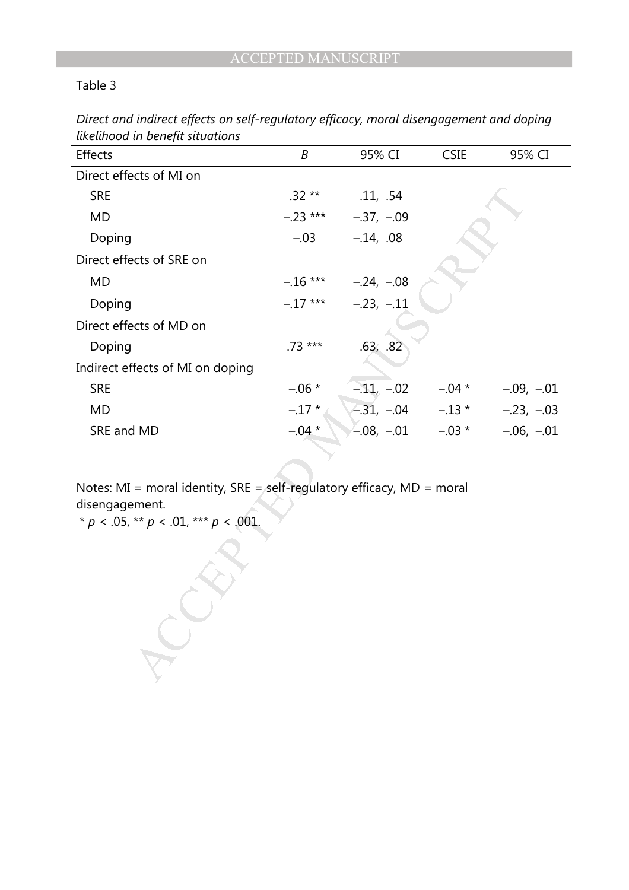Table 3

*Direct and indirect effects on self-regulatory efficacy, moral disengagement and doping likelihood in benefit situations*

| Effects | *B* | 95% CI | CSIE | 95% CI |
|---|---|---|---|---|
| Direct effects of MI on | | | | |
| SRE | .32 ** | .11, .54 | | |
| MD | –.23 *** | –.37, –.09 | | |
| Doping | –.03 | –.14, .08 | | |
| Direct effects of SRE on | | | | |
| MD | –.16 *** | –.24, –.08 | | |
| Doping | –.17 *** | –.23, –.11 | | |
| Direct effects of MD on | | | | |
| Doping | .73 *** | .63, .82 | | |
| Indirect effects of MI on doping | | | | |
| SRE | –.06 * | –.11, –.02 | –.04 * | –.09, –.01 |
| MD | –.17 * | –.31, –.04 | –.13 * | –.23, –.03 |
| SRE and MD | –.04 * | –.08, –.01 | –.03 * | –.06, –.01 |

Notes: MI = moral identity, SRE = self-regulatory efficacy, MD = moral disengagement.
* $p$ < .05, ** $p$ < .01, *** $p$ < .001.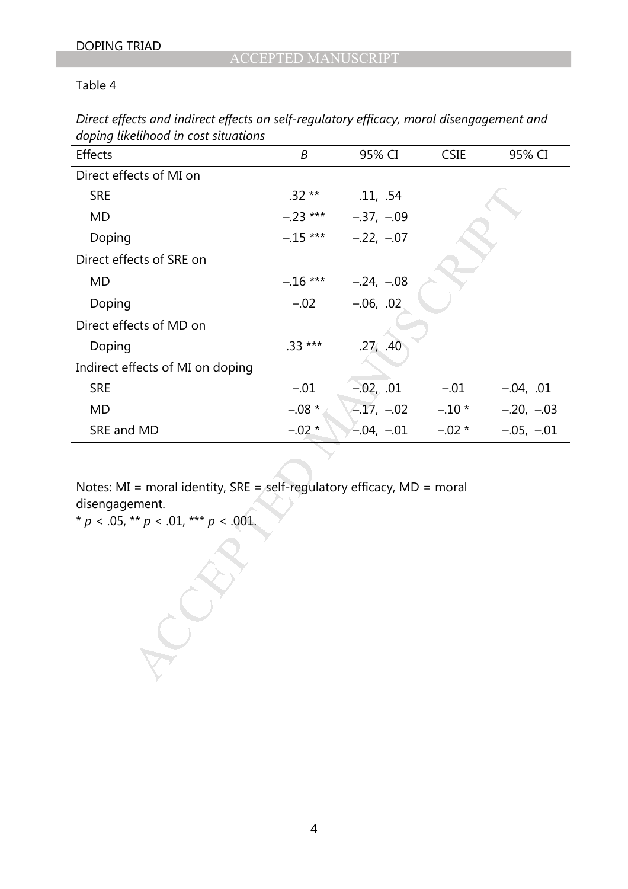Table 4

*Direct effects and indirect effects on self-regulatory efficacy, moral disengagement and doping likelihood in cost situations*

| Effects | *B* | 95% CI | CSIE | 95% CI |
|---|---|---|---|---|
| Direct effects of MI on | | | | |
| SRE | .32 ** | .11, .54 | | |
| MD | −.23 *** | −.37, −.09 | | |
| Doping | −.15 *** | −.22, −.07 | | |
| Direct effects of SRE on | | | | |
| MD | −.16 *** | −.24, −.08 | | |
| Doping | −.02 | −.06, .02 | | |
| Direct effects of MD on | | | | |
| Doping | .33 *** | .27, .40 | | |
| Indirect effects of MI on doping | | | | |
| SRE | −.01 | −.02, .01 | −.01 | −.04, .01 |
| MD | −.08 * | −.17, −.02 | −.10 * | −.20, −.03 |
| SRE and MD | −.02 * | −.04, −.01 | −.02 * | −.05, −.01 |

Notes: MI = moral identity, SRE = self-regulatory efficacy, MD = moral disengagement.
\* $p < .05$, \*\* $p < .01$, \*\*\* $p < .001$.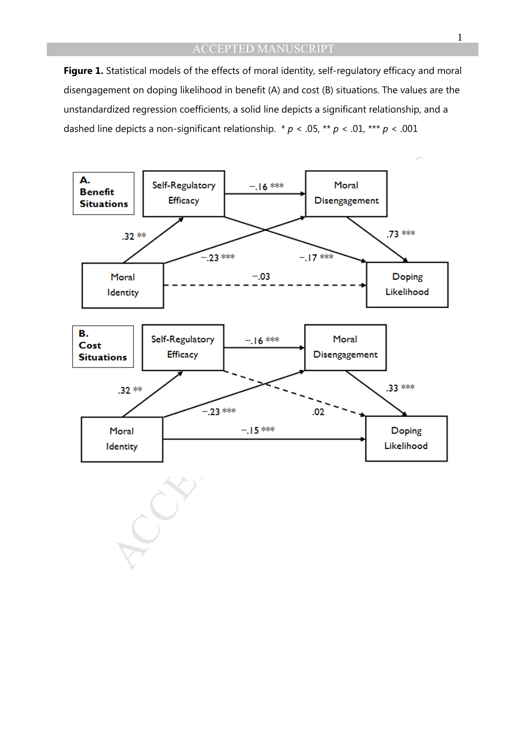**Figure 1.** Statistical models of the effects of moral identity, self-regulatory efficacy and moral disengagement on doping likelihood in benefit (A) and cost (B) situations. The values are the unstandardized regression coefficients, a solid line depicts a significant relationship, and a dashed line depicts a non-significant relationship. * $p$ < .05, ** $p$ < .01, *** $p$ < .001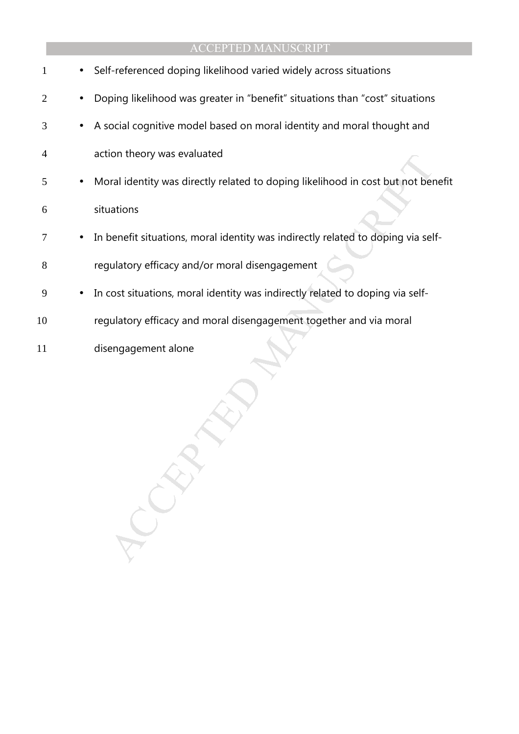- Self-referenced doping likelihood varied widely across situations
- Doping likelihood was greater in "benefit" situations than "cost" situations
- A social cognitive model based on moral identity and moral thought and action theory was evaluated
- Moral identity was directly related to doping likelihood in cost but not benefit situations
- In benefit situations, moral identity was indirectly related to doping via self-regulatory efficacy and/or moral disengagement
- In cost situations, moral identity was indirectly related to doping via self-regulatory efficacy and moral disengagement together and via moral disengagement alone